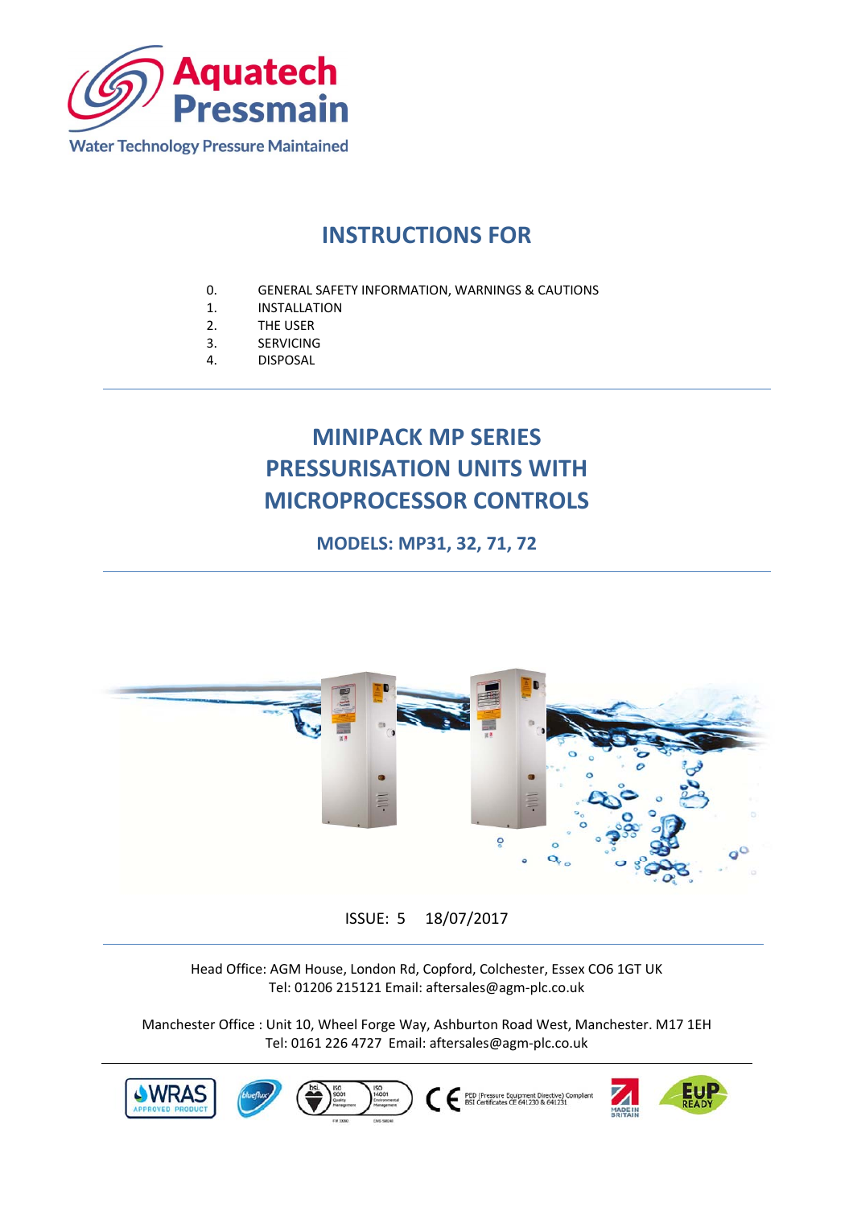Aquatech Pressmain

Water Technology Pressure Maintained

# INSTRUCTIONS FOR

0. GENERAL SAFETY INFORMATION, WARNINGS & CAUTIONS
1. INSTALLATION
2. THE USER
3. SERVICING
4. DISPOSAL

# MINIPACK MP SERIES PRESSURISATION UNITS WITH MICROPROCESSOR CONTROLS

## MODELS: MP31, 32, 71, 72

ISSUE: 5 18/07/2017

Head Office: AGM House, London Rd, Copford, Colchester, Essex CO6 1GT UK
Tel: 01206 215121 Email: aftersales@agm-plc.co.uk

Manchester Office : Unit 10, Wheel Forge Way, Ashburton Road West, Manchester. M17 1EH
Tel: 0161 226 4727 Email: aftersales@agm-plc.co.uk

WRAS APPROVED PRODUCT | ISO 9001 Quality Management FM 20000 | ISO 14001 Environmental Management EMS 58040 | CE PED (Pressure Equipment Directive) Compliant BSI Certificates CE 641230 & 641231 | MADE IN BRITAIN | EuP READY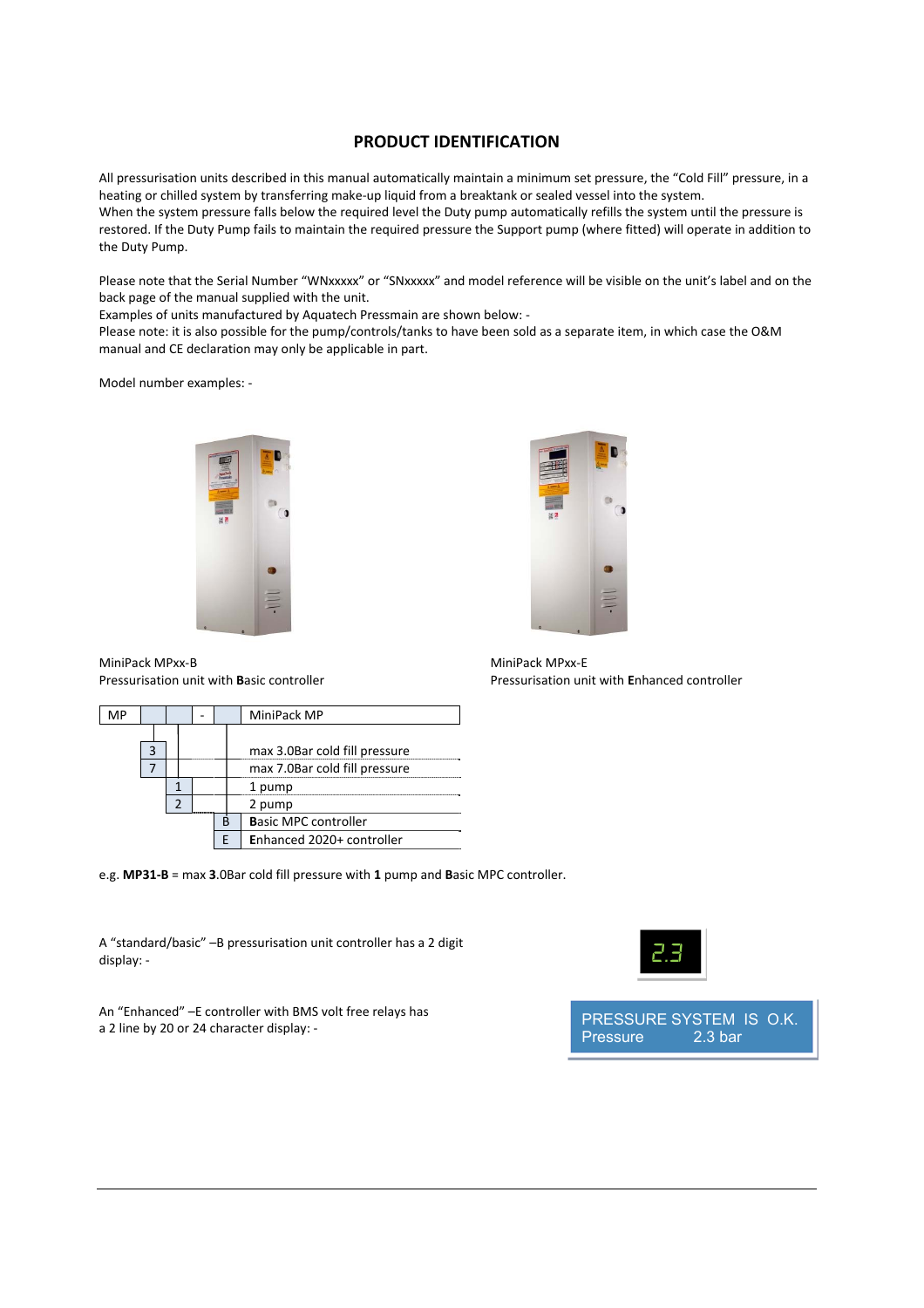## PRODUCT IDENTIFICATION

All pressurisation units described in this manual automatically maintain a minimum set pressure, the "Cold Fill" pressure, in a heating or chilled system by transferring make-up liquid from a breaktank or sealed vessel into the system.
When the system pressure falls below the required level the Duty pump automatically refills the system until the pressure is restored. If the Duty Pump fails to maintain the required pressure the Support pump (where fitted) will operate in addition to the Duty Pump.

Please note that the Serial Number "WNxxxxx" or "SNxxxxx" and model reference will be visible on the unit's label and on the back page of the manual supplied with the unit.
Examples of units manufactured by Aquatech Pressmain are shown below: -
Please note: it is also possible for the pump/controls/tanks to have been sold as a separate item, in which case the O&M manual and CE declaration may only be applicable in part.

Model number examples: -

MiniPack MPxx-B
Pressurisation unit with **B**asic controller

MiniPack MPxx-E
Pressurisation unit with **E**nhanced controller

| MP | | | - | | MiniPack MP |
|---|---|---|---|---|---|
| | 3 | | | | max 3.0Bar cold fill pressure |
| | 7 | | | | max 7.0Bar cold fill pressure |
| | | 1 | | | 1 pump |
| | | 2 | | | 2 pump |
| | | | | B | **B**asic MPC controller |
| | | | | E | **E**nhanced 2020+ controller |

e.g. **MP31-B** = max **3**.0Bar cold fill pressure with **1** pump and **B**asic MPC controller.

A "standard/basic" –B pressurisation unit controller has a 2 digit display: -

2.3

An "Enhanced" –E controller with BMS volt free relays has a 2 line by 20 or 24 character display: -

PRESSURE SYSTEM IS O.K.
Pressure 2.3 bar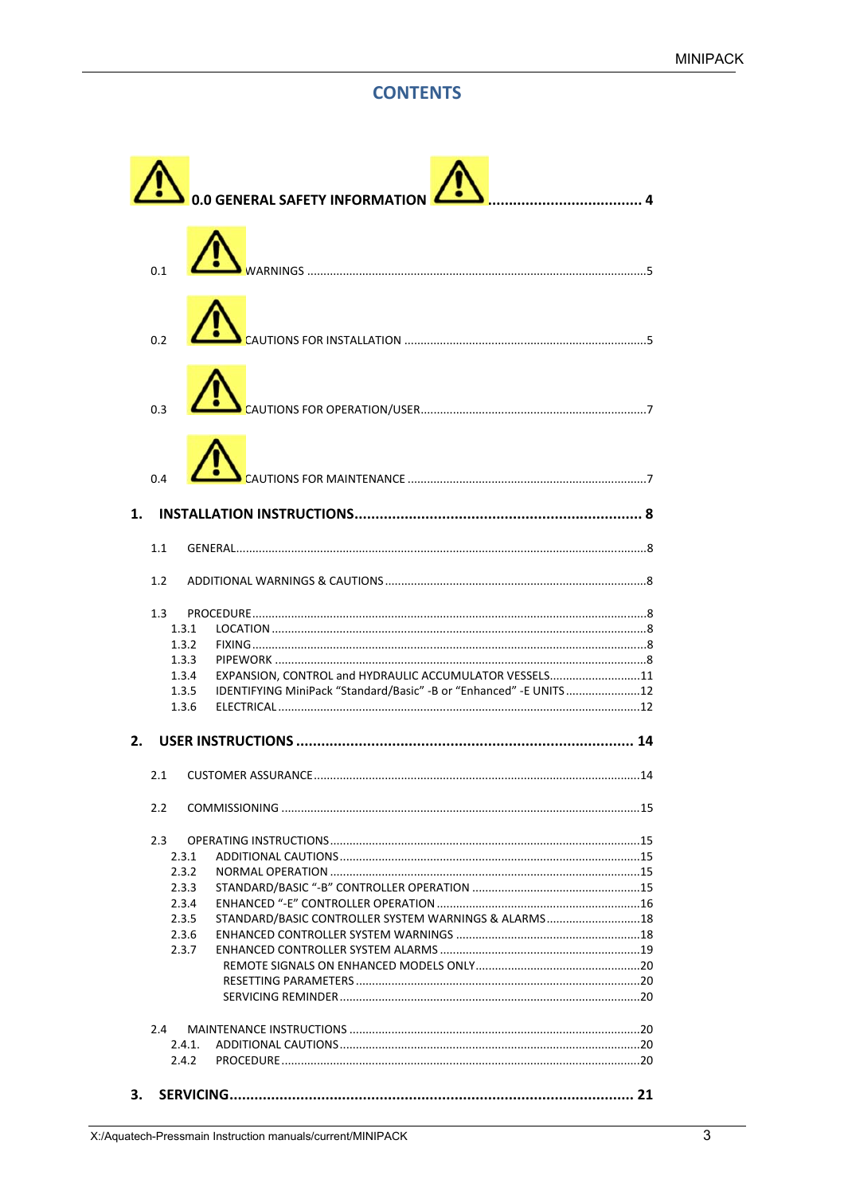# CONTENTS

**0.0 GENERAL SAFETY INFORMATION .................................... 4**

0.1 WARNINGS ........................................................................................................5

0.2 CAUTIONS FOR INSTALLATION ..........................................................................5

0.3 CAUTIONS FOR OPERATION/USER......................................................................7

0.4 CAUTIONS FOR MAINTENANCE .........................................................................7

**1. INSTALLATION INSTRUCTIONS.................................................................... 8**

1.1 GENERAL..............................................................................................................8

1.2 ADDITIONAL WARNINGS & CAUTIONS ................................................................8

1.3 PROCEDURE ........................................................................................................8
- 1.3.1 LOCATION ..................................................................................................8
- 1.3.2 FIXING.........................................................................................................8
- 1.3.3 PIPEWORK ..................................................................................................8
- 1.3.4 EXPANSION, CONTROL and HYDRAULIC ACCUMULATOR VESSELS............................11
- 1.3.5 IDENTIFYING MiniPack “Standard/Basic” -B or “Enhanced” -E UNITS.......................12
- 1.3.6 ELECTRICAL................................................................................................12

**2. USER INSTRUCTIONS ................................................................................ 14**

2.1 CUSTOMER ASSURANCE.....................................................................................14

2.2 COMMISSIONING ...............................................................................................15

2.3 OPERATING INSTRUCTIONS................................................................................15
- 2.3.1 ADDITIONAL CAUTIONS.............................................................................15
- 2.3.2 NORMAL OPERATION ................................................................................15
- 2.3.3 STANDARD/BASIC “-B” CONTROLLER OPERATION ....................................................15
- 2.3.4 ENHANCED “-E” CONTROLLER OPERATION ..............................................................16
- 2.3.5 STANDARD/BASIC CONTROLLER SYSTEM WARNINGS & ALARMS.............................18
- 2.3.6 ENHANCED CONTROLLER SYSTEM WARNINGS .........................................................18
- 2.3.7 ENHANCED CONTROLLER SYSTEM ALARMS .............................................................19
  - REMOTE SIGNALS ON ENHANCED MODELS ONLY...................................................20
  - RESETTING PARAMETERS .......................................................................................20
  - SERVICING REMINDER ............................................................................................20

2.4 MAINTENANCE INSTRUCTIONS .........................................................................20
- 2.4.1. ADDITIONAL CAUTIONS............................................................................20
- 2.4.2 PROCEDURE..............................................................................................20

**3. SERVICING................................................................................................ 21**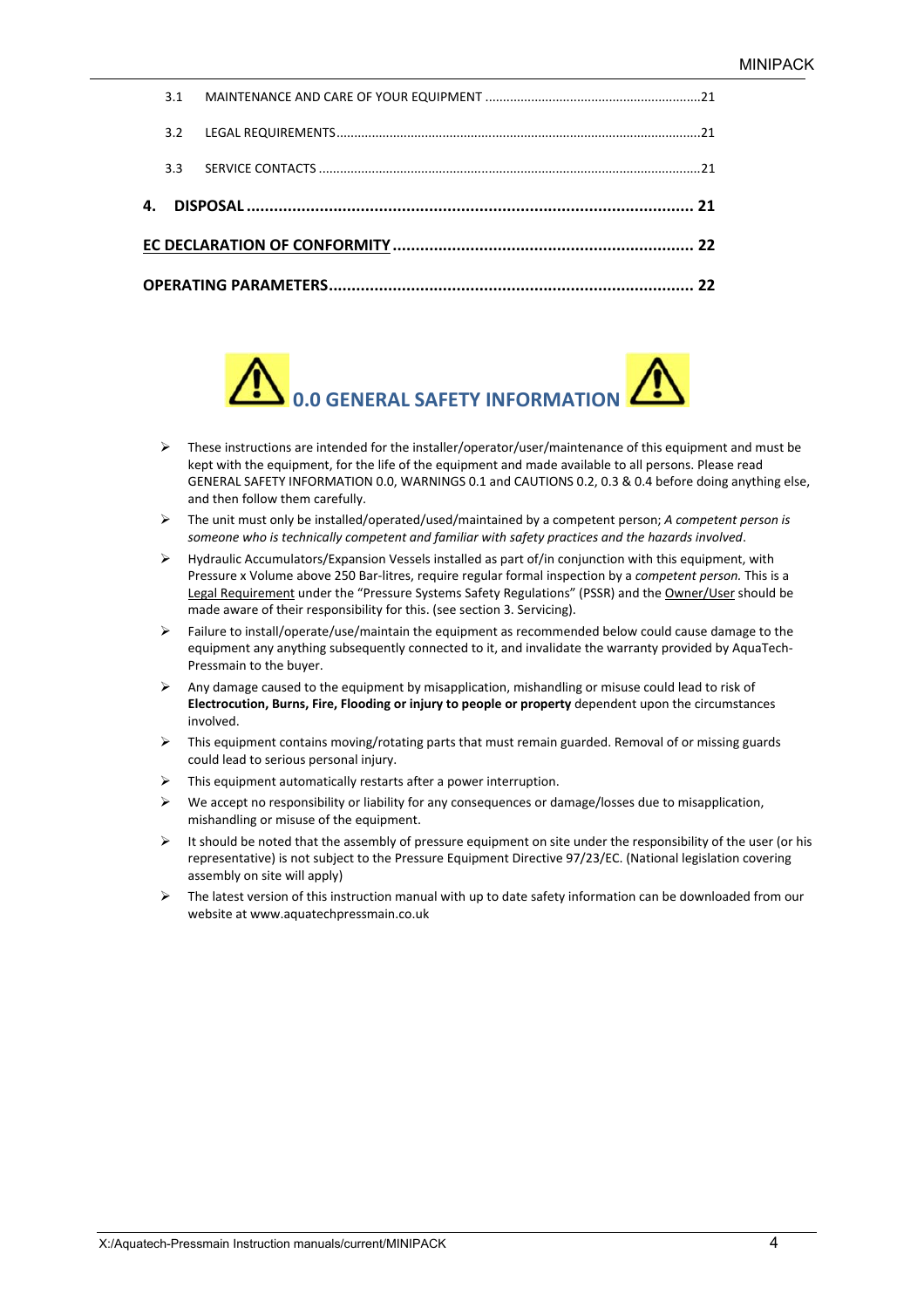3.1 MAINTENANCE AND CARE OF YOUR EQUIPMENT ............................................................21

3.2 LEGAL REQUIREMENTS.....................................................................................................21

3.3 SERVICE CONTACTS ..........................................................................................................21

**4. DISPOSAL ................................................................................................ 21**

**EC DECLARATION OF CONFORMITY ................................................................. 22**

**OPERATING PARAMETERS.............................................................................. 22**

## 0.0 GENERAL SAFETY INFORMATION

- These instructions are intended for the installer/operator/user/maintenance of this equipment and must be kept with the equipment, for the life of the equipment and made available to all persons. Please read GENERAL SAFETY INFORMATION 0.0, WARNINGS 0.1 and CAUTIONS 0.2, 0.3 & 0.4 before doing anything else, and then follow them carefully.
- The unit must only be installed/operated/used/maintained by a competent person; *A competent person is someone who is technically competent and familiar with safety practices and the hazards involved*.
- Hydraulic Accumulators/Expansion Vessels installed as part of/in conjunction with this equipment, with Pressure x Volume above 250 Bar-litres, require regular formal inspection by a *competent person.* This is a Legal Requirement under the "Pressure Systems Safety Regulations" (PSSR) and the Owner/User should be made aware of their responsibility for this. (see section 3. Servicing).
- Failure to install/operate/use/maintain the equipment as recommended below could cause damage to the equipment any anything subsequently connected to it, and invalidate the warranty provided by AquaTech-Pressmain to the buyer.
- Any damage caused to the equipment by misapplication, mishandling or misuse could lead to risk of **Electrocution, Burns, Fire, Flooding or injury to people or property** dependent upon the circumstances involved.
- This equipment contains moving/rotating parts that must remain guarded. Removal of or missing guards could lead to serious personal injury.
- This equipment automatically restarts after a power interruption.
- We accept no responsibility or liability for any consequences or damage/losses due to misapplication, mishandling or misuse of the equipment.
- It should be noted that the assembly of pressure equipment on site under the responsibility of the user (or his representative) is not subject to the Pressure Equipment Directive 97/23/EC. (National legislation covering assembly on site will apply)
- The latest version of this instruction manual with up to date safety information can be downloaded from our website at www.aquatechpressmain.co.uk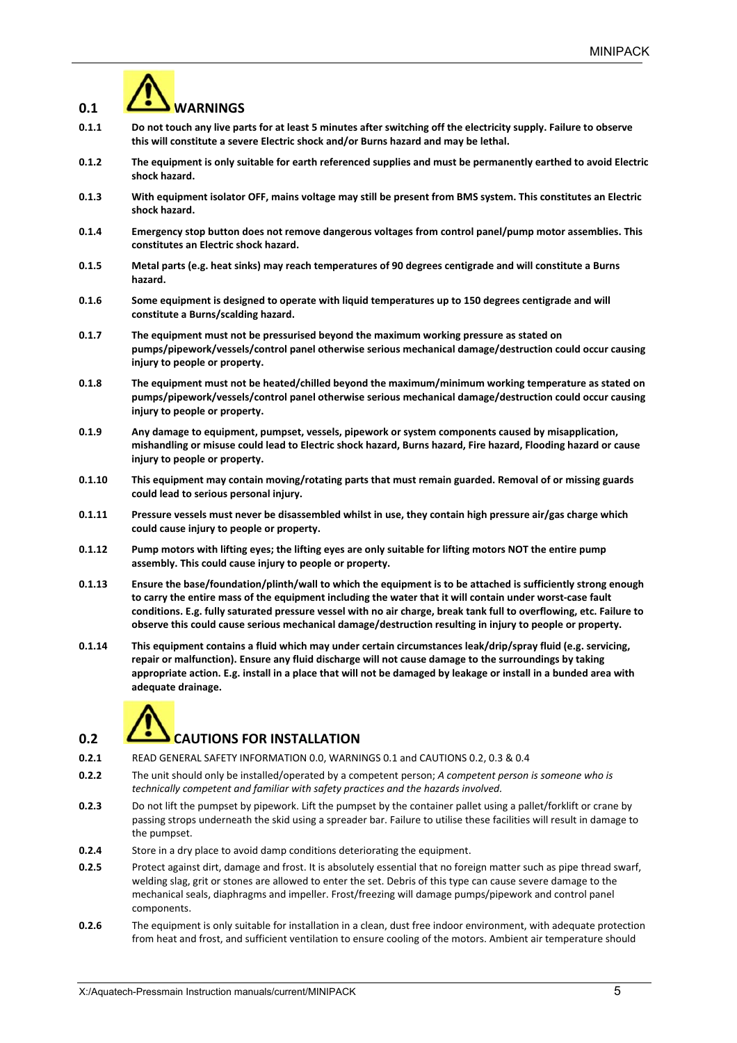## 0.1 WARNINGS

**0.1.1** **Do not touch any live parts for at least 5 minutes after switching off the electricity supply. Failure to observe this will constitute a severe Electric shock and/or Burns hazard and may be lethal.**

**0.1.2** **The equipment is only suitable for earth referenced supplies and must be permanently earthed to avoid Electric shock hazard.**

**0.1.3** **With equipment isolator OFF, mains voltage may still be present from BMS system. This constitutes an Electric shock hazard.**

**0.1.4** **Emergency stop button does not remove dangerous voltages from control panel/pump motor assemblies. This constitutes an Electric shock hazard.**

**0.1.5** **Metal parts (e.g. heat sinks) may reach temperatures of 90 degrees centigrade and will constitute a Burns hazard.**

**0.1.6** **Some equipment is designed to operate with liquid temperatures up to 150 degrees centigrade and will constitute a Burns/scalding hazard.**

**0.1.7** **The equipment must not be pressurised beyond the maximum working pressure as stated on pumps/pipework/vessels/control panel otherwise serious mechanical damage/destruction could occur causing injury to people or property.**

**0.1.8** **The equipment must not be heated/chilled beyond the maximum/minimum working temperature as stated on pumps/pipework/vessels/control panel otherwise serious mechanical damage/destruction could occur causing injury to people or property.**

**0.1.9** **Any damage to equipment, pumpset, vessels, pipework or system components caused by misapplication, mishandling or misuse could lead to Electric shock hazard, Burns hazard, Fire hazard, Flooding hazard or cause injury to people or property.**

**0.1.10** **This equipment may contain moving/rotating parts that must remain guarded. Removal of or missing guards could lead to serious personal injury.**

**0.1.11** **Pressure vessels must never be disassembled whilst in use, they contain high pressure air/gas charge which could cause injury to people or property.**

**0.1.12** **Pump motors with lifting eyes; the lifting eyes are only suitable for lifting motors NOT the entire pump assembly. This could cause injury to people or property.**

**0.1.13** **Ensure the base/foundation/plinth/wall to which the equipment is to be attached is sufficiently strong enough to carry the entire mass of the equipment including the water that it will contain under worst-case fault conditions. E.g. fully saturated pressure vessel with no air charge, break tank full to overflowing, etc. Failure to observe this could cause serious mechanical damage/destruction resulting in injury to people or property.**

**0.1.14** **This equipment contains a fluid which may under certain circumstances leak/drip/spray fluid (e.g. servicing, repair or malfunction). Ensure any fluid discharge will not cause damage to the surroundings by taking appropriate action. E.g. install in a place that will not be damaged by leakage or install in a bunded area with adequate drainage.**

## 0.2 CAUTIONS FOR INSTALLATION

**0.2.1** READ GENERAL SAFETY INFORMATION 0.0, WARNINGS 0.1 and CAUTIONS 0.2, 0.3 & 0.4

**0.2.2** The unit should only be installed/operated by a competent person; *A competent person is someone who is technically competent and familiar with safety practices and the hazards involved.*

**0.2.3** Do not lift the pumpset by pipework. Lift the pumpset by the container pallet using a pallet/forklift or crane by passing strops underneath the skid using a spreader bar. Failure to utilise these facilities will result in damage to the pumpset.

**0.2.4** Store in a dry place to avoid damp conditions deteriorating the equipment.

**0.2.5** Protect against dirt, damage and frost. It is absolutely essential that no foreign matter such as pipe thread swarf, welding slag, grit or stones are allowed to enter the set. Debris of this type can cause severe damage to the mechanical seals, diaphragms and impeller. Frost/freezing will damage pumps/pipework and control panel components.

**0.2.6** The equipment is only suitable for installation in a clean, dust free indoor environment, with adequate protection from heat and frost, and sufficient ventilation to ensure cooling of the motors. Ambient air temperature should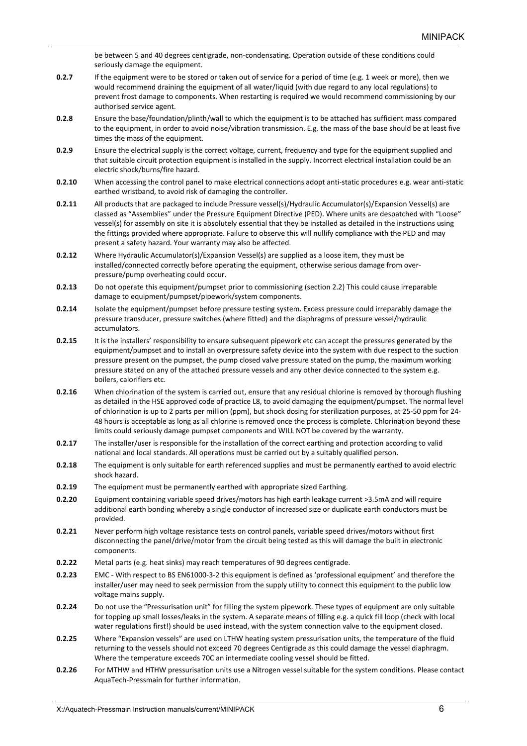be between 5 and 40 degrees centigrade, non-condensating. Operation outside of these conditions could seriously damage the equipment.

**0.2.7** If the equipment were to be stored or taken out of service for a period of time (e.g. 1 week or more), then we would recommend draining the equipment of all water/liquid (with due regard to any local regulations) to prevent frost damage to components. When restarting is required we would recommend commissioning by our authorised service agent.

**0.2.8** Ensure the base/foundation/plinth/wall to which the equipment is to be attached has sufficient mass compared to the equipment, in order to avoid noise/vibration transmission. E.g. the mass of the base should be at least five times the mass of the equipment.

**0.2.9** Ensure the electrical supply is the correct voltage, current, frequency and type for the equipment supplied and that suitable circuit protection equipment is installed in the supply. Incorrect electrical installation could be an electric shock/burns/fire hazard.

**0.2.10** When accessing the control panel to make electrical connections adopt anti-static procedures e.g. wear anti-static earthed wristband, to avoid risk of damaging the controller.

**0.2.11** All products that are packaged to include Pressure vessel(s)/Hydraulic Accumulator(s)/Expansion Vessel(s) are classed as "Assemblies" under the Pressure Equipment Directive (PED). Where units are despatched with "Loose" vessel(s) for assembly on site it is absolutely essential that they be installed as detailed in the instructions using the fittings provided where appropriate. Failure to observe this will nullify compliance with the PED and may present a safety hazard. Your warranty may also be affected.

**0.2.12** Where Hydraulic Accumulator(s)/Expansion Vessel(s) are supplied as a loose item, they must be installed/connected correctly before operating the equipment, otherwise serious damage from over-pressure/pump overheating could occur.

**0.2.13** Do not operate this equipment/pumpset prior to commissioning (section 2.2) This could cause irreparable damage to equipment/pumpset/pipework/system components.

**0.2.14** Isolate the equipment/pumpset before pressure testing system. Excess pressure could irreparably damage the pressure transducer, pressure switches (where fitted) and the diaphragms of pressure vessel/hydraulic accumulators.

**0.2.15** It is the installers' responsibility to ensure subsequent pipework etc can accept the pressures generated by the equipment/pumpset and to install an overpressure safety device into the system with due respect to the suction pressure present on the pumpset, the pump closed valve pressure stated on the pump, the maximum working pressure stated on any of the attached pressure vessels and any other device connected to the system e.g. boilers, calorifiers etc.

**0.2.16** When chlorination of the system is carried out, ensure that any residual chlorine is removed by thorough flushing as detailed in the HSE approved code of practice L8, to avoid damaging the equipment/pumpset. The normal level of chlorination is up to 2 parts per million (ppm), but shock dosing for sterilization purposes, at 25-50 ppm for 24-48 hours is acceptable as long as all chlorine is removed once the process is complete. Chlorination beyond these limits could seriously damage pumpset components and WILL NOT be covered by the warranty.

**0.2.17** The installer/user is responsible for the installation of the correct earthing and protection according to valid national and local standards. All operations must be carried out by a suitably qualified person.

**0.2.18** The equipment is only suitable for earth referenced supplies and must be permanently earthed to avoid electric shock hazard.

**0.2.19** The equipment must be permanently earthed with appropriate sized Earthing.

**0.2.20** Equipment containing variable speed drives/motors has high earth leakage current >3.5mA and will require additional earth bonding whereby a single conductor of increased size or duplicate earth conductors must be provided.

**0.2.21** Never perform high voltage resistance tests on control panels, variable speed drives/motors without first disconnecting the panel/drive/motor from the circuit being tested as this will damage the built in electronic components.

**0.2.22** Metal parts (e.g. heat sinks) may reach temperatures of 90 degrees centigrade.

**0.2.23** EMC - With respect to BS EN61000-3-2 this equipment is defined as 'professional equipment' and therefore the installer/user may need to seek permission from the supply utility to connect this equipment to the public low voltage mains supply.

**0.2.24** Do not use the "Pressurisation unit" for filling the system pipework. These types of equipment are only suitable for topping up small losses/leaks in the system. A separate means of filling e.g. a quick fill loop (check with local water regulations first!) should be used instead, with the system connection valve to the equipment closed.

**0.2.25** Where "Expansion vessels" are used on LTHW heating system pressurisation units, the temperature of the fluid returning to the vessels should not exceed 70 degrees Centigrade as this could damage the vessel diaphragm. Where the temperature exceeds 70C an intermediate cooling vessel should be fitted.

**0.2.26** For MTHW and HTHW pressurisation units use a Nitrogen vessel suitable for the system conditions. Please contact AquaTech-Pressmain for further information.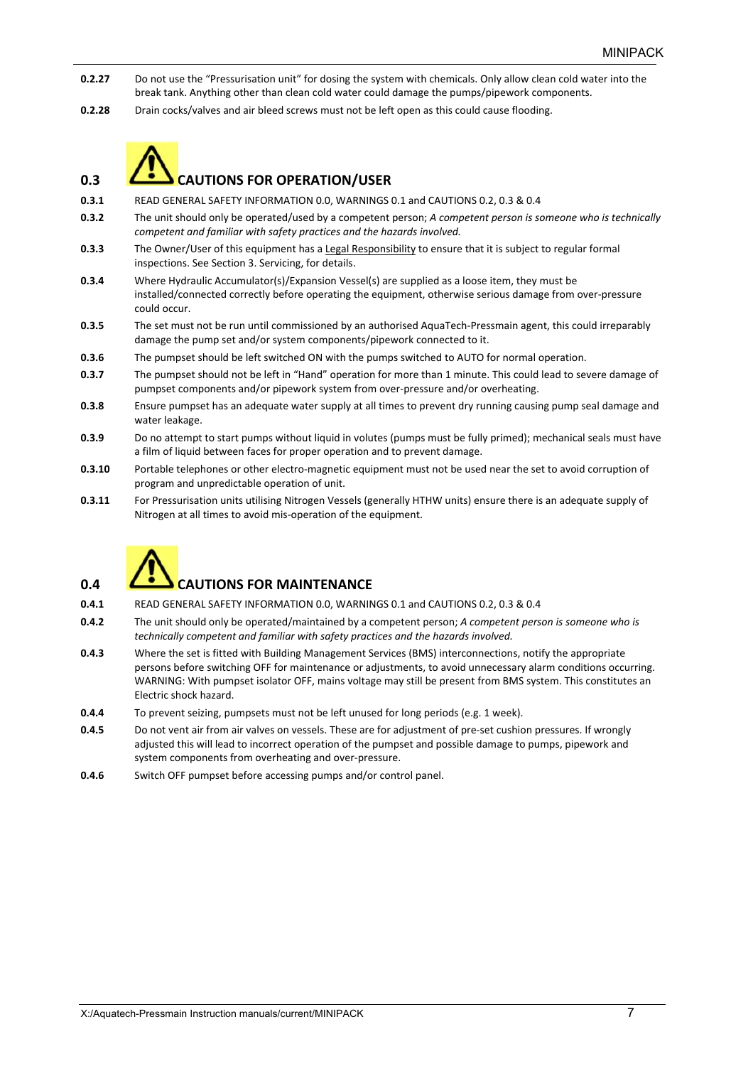**0.2.27** Do not use the "Pressurisation unit" for dosing the system with chemicals. Only allow clean cold water into the break tank. Anything other than clean cold water could damage the pumps/pipework components.

**0.2.28** Drain cocks/valves and air bleed screws must not be left open as this could cause flooding.

## 0.3 CAUTIONS FOR OPERATION/USER

**0.3.1** READ GENERAL SAFETY INFORMATION 0.0, WARNINGS 0.1 and CAUTIONS 0.2, 0.3 & 0.4

**0.3.2** The unit should only be operated/used by a competent person; *A competent person is someone who is technically competent and familiar with safety practices and the hazards involved.*

**0.3.3** The Owner/User of this equipment has a Legal Responsibility to ensure that it is subject to regular formal inspections. See Section 3. Servicing, for details.

**0.3.4** Where Hydraulic Accumulator(s)/Expansion Vessel(s) are supplied as a loose item, they must be installed/connected correctly before operating the equipment, otherwise serious damage from over-pressure could occur.

**0.3.5** The set must not be run until commissioned by an authorised AquaTech-Pressmain agent, this could irreparably damage the pump set and/or system components/pipework connected to it.

**0.3.6** The pumpset should be left switched ON with the pumps switched to AUTO for normal operation.

**0.3.7** The pumpset should not be left in "Hand" operation for more than 1 minute. This could lead to severe damage of pumpset components and/or pipework system from over-pressure and/or overheating.

**0.3.8** Ensure pumpset has an adequate water supply at all times to prevent dry running causing pump seal damage and water leakage.

**0.3.9** Do no attempt to start pumps without liquid in volutes (pumps must be fully primed); mechanical seals must have a film of liquid between faces for proper operation and to prevent damage.

**0.3.10** Portable telephones or other electro-magnetic equipment must not be used near the set to avoid corruption of program and unpredictable operation of unit.

**0.3.11** For Pressurisation units utilising Nitrogen Vessels (generally HTHW units) ensure there is an adequate supply of Nitrogen at all times to avoid mis-operation of the equipment.

## 0.4 CAUTIONS FOR MAINTENANCE

**0.4.1** READ GENERAL SAFETY INFORMATION 0.0, WARNINGS 0.1 and CAUTIONS 0.2, 0.3 & 0.4

**0.4.2** The unit should only be operated/maintained by a competent person; *A competent person is someone who is technically competent and familiar with safety practices and the hazards involved.*

**0.4.3** Where the set is fitted with Building Management Services (BMS) interconnections, notify the appropriate persons before switching OFF for maintenance or adjustments, to avoid unnecessary alarm conditions occurring. WARNING: With pumpset isolator OFF, mains voltage may still be present from BMS system. This constitutes an Electric shock hazard.

**0.4.4** To prevent seizing, pumpsets must not be left unused for long periods (e.g. 1 week).

**0.4.5** Do not vent air from air valves on vessels. These are for adjustment of pre-set cushion pressures. If wrongly adjusted this will lead to incorrect operation of the pumpset and possible damage to pumps, pipework and system components from overheating and over-pressure.

**0.4.6** Switch OFF pumpset before accessing pumps and/or control panel.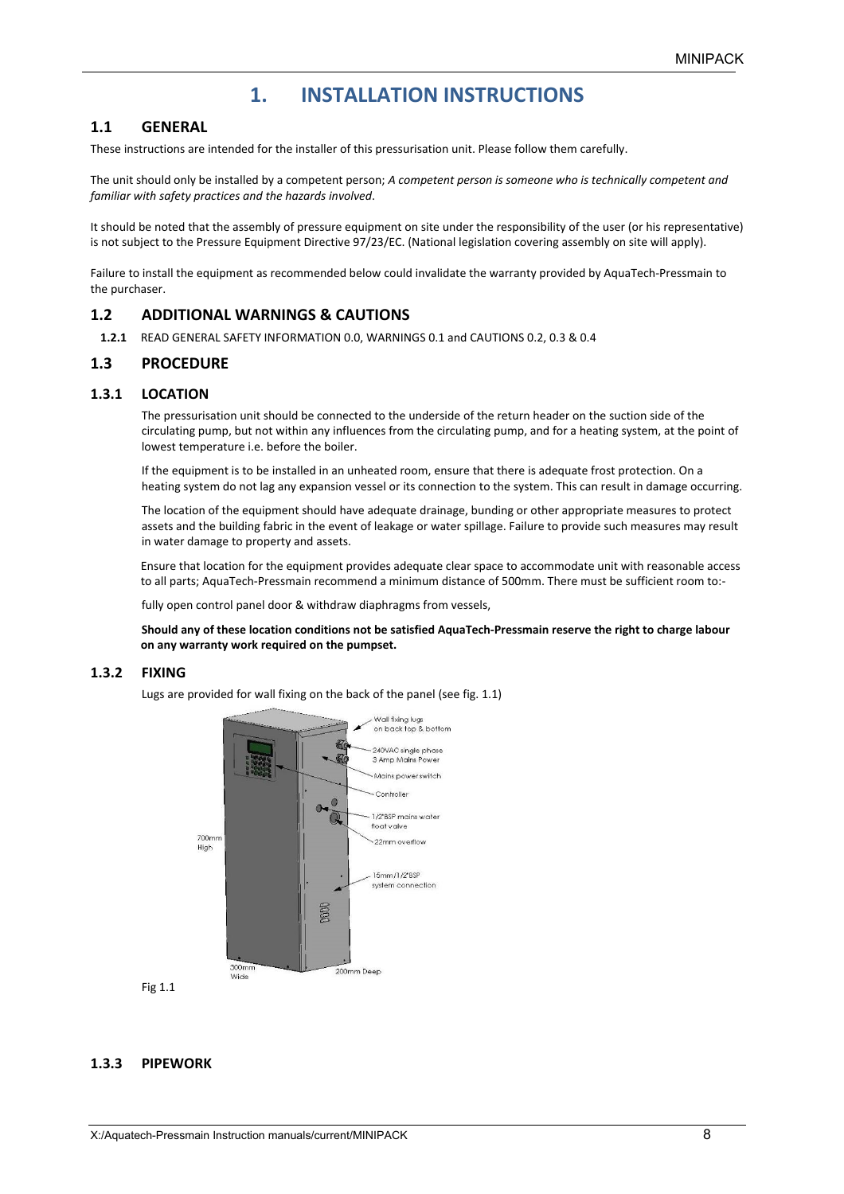# 1. INSTALLATION INSTRUCTIONS

## 1.1 GENERAL

These instructions are intended for the installer of this pressurisation unit. Please follow them carefully.

The unit should only be installed by a competent person; *A competent person is someone who is technically competent and familiar with safety practices and the hazards involved*.

It should be noted that the assembly of pressure equipment on site under the responsibility of the user (or his representative) is not subject to the Pressure Equipment Directive 97/23/EC. (National legislation covering assembly on site will apply).

Failure to install the equipment as recommended below could invalidate the warranty provided by AquaTech-Pressmain to the purchaser.

## 1.2 ADDITIONAL WARNINGS & CAUTIONS

**1.2.1** READ GENERAL SAFETY INFORMATION 0.0, WARNINGS 0.1 and CAUTIONS 0.2, 0.3 & 0.4

## 1.3 PROCEDURE

### 1.3.1 LOCATION

The pressurisation unit should be connected to the underside of the return header on the suction side of the circulating pump, but not within any influences from the circulating pump, and for a heating system, at the point of lowest temperature i.e. before the boiler.

If the equipment is to be installed in an unheated room, ensure that there is adequate frost protection. On a heating system do not lag any expansion vessel or its connection to the system. This can result in damage occurring.

The location of the equipment should have adequate drainage, bunding or other appropriate measures to protect assets and the building fabric in the event of leakage or water spillage. Failure to provide such measures may result in water damage to property and assets.

Ensure that location for the equipment provides adequate clear space to accommodate unit with reasonable access to all parts; AquaTech-Pressmain recommend a minimum distance of 500mm. There must be sufficient room to:-

fully open control panel door & withdraw diaphragms from vessels,

**Should any of these location conditions not be satisfied AquaTech-Pressmain reserve the right to charge labour on any warranty work required on the pumpset.**

### 1.3.2 FIXING

Lugs are provided for wall fixing on the back of the panel (see fig. 1.1)

Wall fixing lugs on back top & bottom
240VAC single phase 3 Amp Mains Power
Mains power switch
Controller
1/2"BSP mains water float valve
22mm overflow
15mm/1/2"BSP system connection
700mm High
300mm Wide
200mm Deep

Fig 1.1

### 1.3.3 PIPEWORK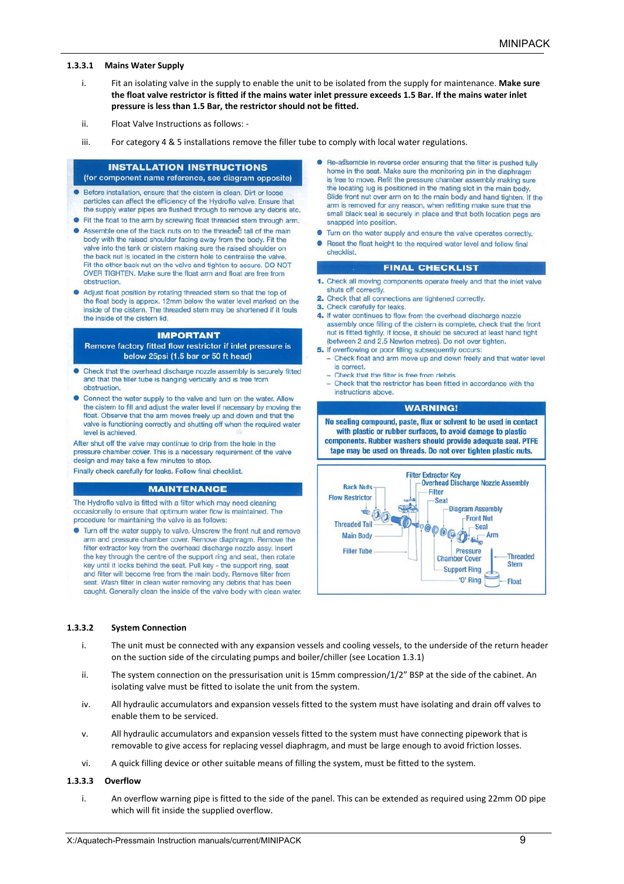#### 1.3.3.1 Mains Water Supply

i. Fit an isolating valve in the supply to enable the unit to be isolated from the supply for maintenance. **Make sure the float valve restrictor is fitted if the mains water inlet pressure exceeds 1.5 Bar. If the mains water inlet pressure is less than 1.5 Bar, the restrictor should not be fitted.**

ii. Float Valve Instructions as follows: -

iii. For category 4 & 5 installations remove the filler tube to comply with local water regulations.

**INSTALLATION INSTRUCTIONS**
(for component name reference, see diagram opposite)

- Before installation, ensure that the cistern is clean. Dirt or loose particles can affect the efficiency of the Hydroflo valve. Ensure that the supply water pipes are flushed through to remove any debris etc.
- Fit the float to the arm by screwing float threaded stem through arm.
- Assemble one of the back nuts on to the threaded tail of the main body with the raised shoulder facing away from the body. Fit the valve into the tank or cistern making sure the raised shoulder on the back nut is located in the cistern hole to centralise the valve. Fit the other back nut on the valve and tighten to secure. DO NOT OVER TIGHTEN. Make sure the float arm and float are free from obstruction.
- Adjust float position by rotating threaded stem so that the top of the float body is approx. 12mm below the water level marked on the inside of the cistern. The threaded stem may be shortened if it fouls the inside of the cistern lid.

**IMPORTANT**
**Remove factory fitted flow restrictor if inlet pressure is below 25psi (1.5 bar or 50 ft head)**

- Check that the overhead discharge nozzle assembly is securely fitted and that the filler tube is hanging vertically and is free from obstruction.
- Connect the water supply to the valve and turn on the water. Allow the cistern to fill and adjust the water level if necessary by moving the float. Observe that the arm moves freely up and down and that the valve is functioning correctly and shutting off when the required water level is achieved.

After shut off the valve may continue to drip from the hole in the pressure chamber cover. This is a necessary requirement of the valve design and may take a few minutes to stop.

Finally check carefully for leaks. Follow final checklist.

**MAINTENANCE**

The Hydroflo valve is fitted with a filter which may need cleaning occasionally to ensure that optimum water flow is maintained. The procedure for maintaining the valve is as follows:

- Turn off the water supply to valve. Unscrew the front nut and remove arm and pressure chamber cover. Remove diaphragm. Remove the filter extractor key from the overhead discharge nozzle assy. Insert the key through the centre of the support ring and seat, then rotate key until it locks behind the seat. Pull key - the support ring, seat and filter will become free from the main body. Remove filter from seat. Wash filter in clean water removing any debris that has been caught. Generally clean the inside of the valve body with clean water.
- Re-assemble in reverse order ensuring that the filter is pushed fully home in the seat. Make sure the monitoring pin in the diaphragm is free to move. Refit the pressure chamber assembly making sure the locating lug is positioned in the mating slot in the main body. Slide front nut over arm on to the main body and hand tighten. If the arm is removed for any reason, when refitting make sure that the small black seal is securely in place and that both location pegs are snapped into position.
- Turn on the water supply and ensure the valve operates correctly.
- Reset the float height to the required water level and follow final checklist.

**FINAL CHECKLIST**

1. Check all moving components operate freely and that the inlet valve shuts off correctly.
2. Check that all connections are tightened correctly.
3. Check carefully for leaks.
4. If water continues to flow from the overhead discharge nozzle assembly once filling of the cistern is complete, check that the front nut is fitted tightly. If loose, it should be secured at least hand tight (between 2 and 2.5 Newton metres). Do not over tighten.
5. If overflowing or poor filling subsequently occurs:
   - Check float and arm move up and down freely and that water level is correct.
   - Check that the filter is free from debris.
   - Check that the restrictor has been fitted in accordance with the instructions above.

**WARNING!**
**No sealing compound, paste, flux or solvent to be used in contact with plastic or rubber surfaces, to avoid damage to plastic components. Rubber washers should provide adequate seal. PTFE tape may be used on threads. Do not over tighten plastic nuts.**

Back Nuts, Flow Restrictor, Threaded Tail, Main Body, Filler Tube, Filter Extractor Key, Overhead Discharge Nozzle Assembly, Filter, Seat, Diagram Assembly, Front Nut, Seal, Arm, Pressure Chamber Cover, Support Ring, 'O' Ring, Threaded Stem, Float

#### 1.3.3.2 System Connection

i. The unit must be connected with any expansion vessels and cooling vessels, to the underside of the return header on the suction side of the circulating pumps and boiler/chiller (see Location 1.3.1)

ii. The system connection on the pressurisation unit is 15mm compression/1/2" BSP at the side of the cabinet. An isolating valve must be fitted to isolate the unit from the system.

iv. All hydraulic accumulators and expansion vessels fitted to the system must have isolating and drain off valves to enable them to be serviced.

v. All hydraulic accumulators and expansion vessels fitted to the system must have connecting pipework that is removable to give access for replacing vessel diaphragm, and must be large enough to avoid friction losses.

vi. A quick filling device or other suitable means of filling the system, must be fitted to the system.

#### 1.3.3 Overflow

i. An overflow warning pipe is fitted to the side of the panel. This can be extended as required using 22mm OD pipe which will fit inside the supplied overflow.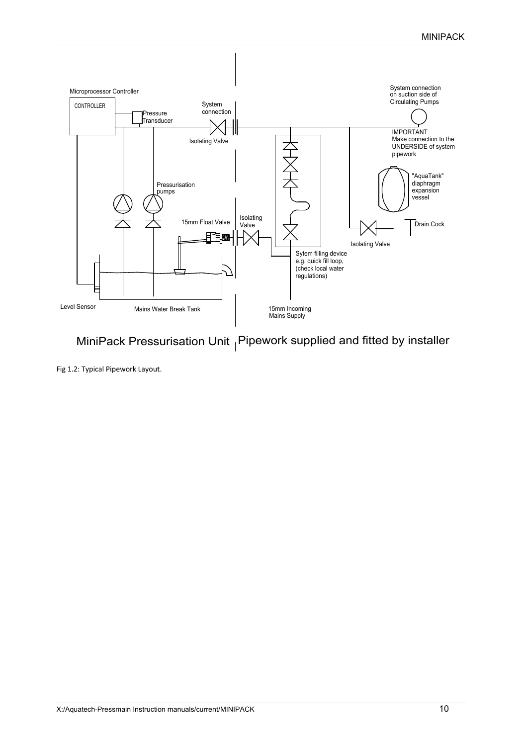Microprocessor Controller

CONTROLLER

Pressure Transducer

System connection

Isolating Valve

System connection on suction side of Circulating Pumps

IMPORTANT
Make connection to the UNDERSIDE of system pipework

"AquaTank" diaphragm expansion vessel

Pressurisation pumps

15mm Float Valve

Isolating Valve

Drain Cock

Isolating Valve

Sytem filling device e.g. quick fill loop, (check local water regulations)

Level Sensor

Mains Water Break Tank

15mm Incoming Mains Supply

MiniPack Pressurisation Unit | Pipework supplied and fitted by installer

Fig 1.2: Typical Pipework Layout.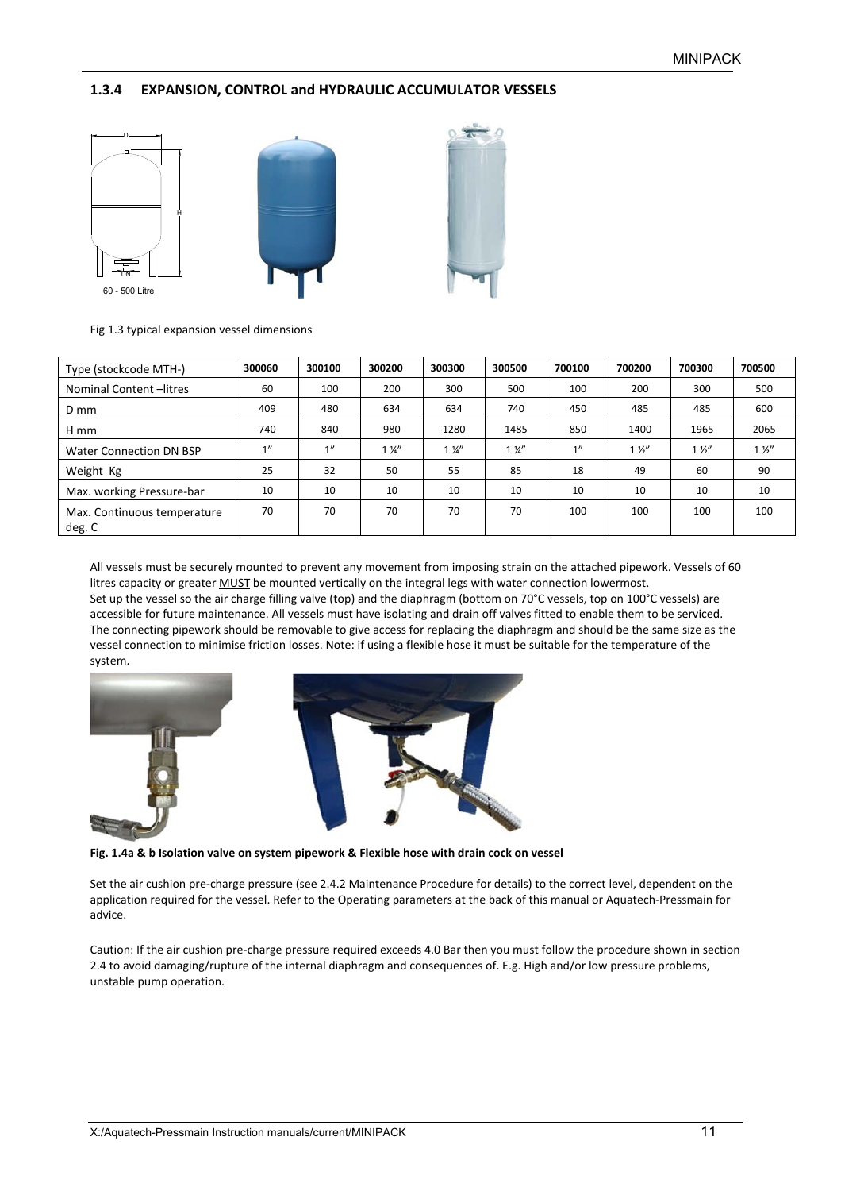### 1.3.4 EXPANSION, CONTROL and HYDRAULIC ACCUMULATOR VESSELS

60 - 500 Litre

Fig 1.3 typical expansion vessel dimensions

| Type (stockcode MTH-) | 300060 | 300100 | 300200 | 300300 | 300500 | 700100 | 700200 | 700300 | 700500 |
|---|---|---|---|---|---|---|---|---|---|
| Nominal Content –litres | 60 | 100 | 200 | 300 | 500 | 100 | 200 | 300 | 500 |
| D mm | 409 | 480 | 634 | 634 | 740 | 450 | 485 | 485 | 600 |
| H mm | 740 | 840 | 980 | 1280 | 1485 | 850 | 1400 | 1965 | 2065 |
| Water Connection DN BSP | 1" | 1" | 1 ¼" | 1 ¼" | 1 ¼" | 1" | 1 ½" | 1 ½" | 1 ½" |
| Weight Kg | 25 | 32 | 50 | 55 | 85 | 18 | 49 | 60 | 90 |
| Max. working Pressure-bar | 10 | 10 | 10 | 10 | 10 | 10 | 10 | 10 | 10 |
| Max. Continuous temperature deg. C | 70 | 70 | 70 | 70 | 70 | 100 | 100 | 100 | 100 |

All vessels must be securely mounted to prevent any movement from imposing strain on the attached pipework. Vessels of 60 litres capacity or greater MUST be mounted vertically on the integral legs with water connection lowermost.
Set up the vessel so the air charge filling valve (top) and the diaphragm (bottom on 70°C vessels, top on 100°C vessels) are accessible for future maintenance. All vessels must have isolating and drain off valves fitted to enable them to be serviced. The connecting pipework should be removable to give access for replacing the diaphragm and should be the same size as the vessel connection to minimise friction losses. Note: if using a flexible hose it must be suitable for the temperature of the system.

**Fig. 1.4a & b Isolation valve on system pipework & Flexible hose with drain cock on vessel**

Set the air cushion pre-charge pressure (see 2.4.2 Maintenance Procedure for details) to the correct level, dependent on the application required for the vessel. Refer to the Operating parameters at the back of this manual or Aquatech-Pressmain for advice.

Caution: If the air cushion pre-charge pressure required exceeds 4.0 Bar then you must follow the procedure shown in section 2.4 to avoid damaging/rupture of the internal diaphragm and consequences of. E.g. High and/or low pressure problems, unstable pump operation.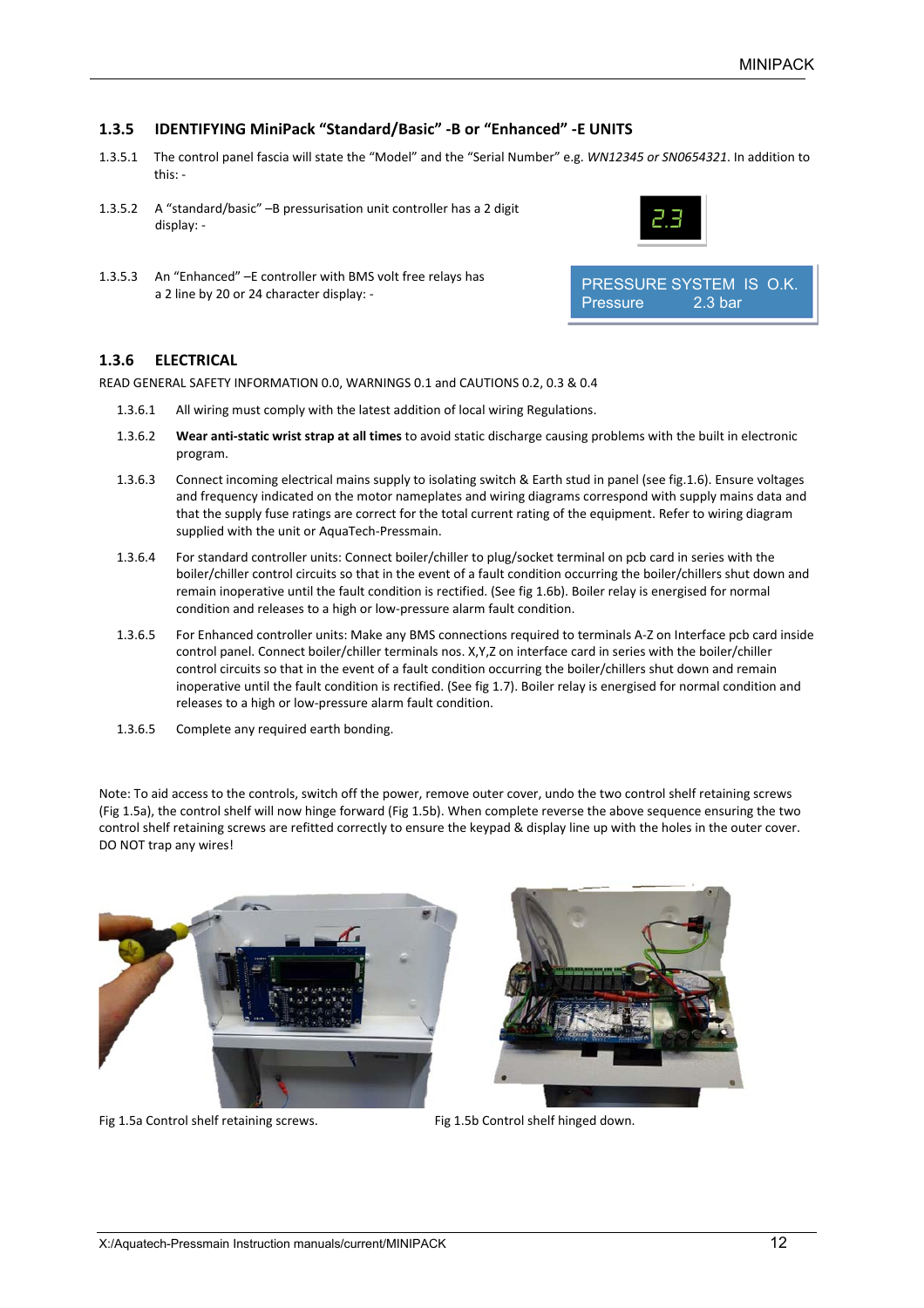### 1.3.5 IDENTIFYING MiniPack "Standard/Basic" -B or "Enhanced" -E UNITS

1.3.5.1 The control panel fascia will state the "Model" and the "Serial Number" e.g. *WN12345 or SN0654321*. In addition to this: -

1.3.5.2 A "standard/basic" –B pressurisation unit controller has a 2 digit display: -

2.3

1.3.5.3 An "Enhanced" –E controller with BMS volt free relays has a 2 line by 20 or 24 character display: -

PRESSURE SYSTEM IS O.K.
Pressure 2.3 bar

### 1.3.6 ELECTRICAL

READ GENERAL SAFETY INFORMATION 0.0, WARNINGS 0.1 and CAUTIONS 0.2, 0.3 & 0.4

1.3.6.1 All wiring must comply with the latest addition of local wiring Regulations.

1.3.6.2 **Wear anti-static wrist strap at all times** to avoid static discharge causing problems with the built in electronic program.

1.3.6.3 Connect incoming electrical mains supply to isolating switch & Earth stud in panel (see fig.1.6). Ensure voltages and frequency indicated on the motor nameplates and wiring diagrams correspond with supply mains data and that the supply fuse ratings are correct for the total current rating of the equipment. Refer to wiring diagram supplied with the unit or AquaTech-Pressmain.

1.3.6.4 For standard controller units: Connect boiler/chiller to plug/socket terminal on pcb card in series with the boiler/chiller control circuits so that in the event of a fault condition occurring the boiler/chillers shut down and remain inoperative until the fault condition is rectified. (See fig 1.6b). Boiler relay is energised for normal condition and releases to a high or low-pressure alarm fault condition.

1.3.6.5 For Enhanced controller units: Make any BMS connections required to terminals A-Z on Interface pcb card inside control panel. Connect boiler/chiller terminals nos. X,Y,Z on interface card in series with the boiler/chiller control circuits so that in the event of a fault condition occurring the boiler/chillers shut down and remain inoperative until the fault condition is rectified. (See fig 1.7). Boiler relay is energised for normal condition and releases to a high or low-pressure alarm fault condition.

1.3.6.5 Complete any required earth bonding.

Note: To aid access to the controls, switch off the power, remove outer cover, undo the two control shelf retaining screws (Fig 1.5a), the control shelf will now hinge forward (Fig 1.5b). When complete reverse the above sequence ensuring the two control shelf retaining screws are refitted correctly to ensure the keypad & display line up with the holes in the outer cover. DO NOT trap any wires!

Fig 1.5a Control shelf retaining screws.

Fig 1.5b Control shelf hinged down.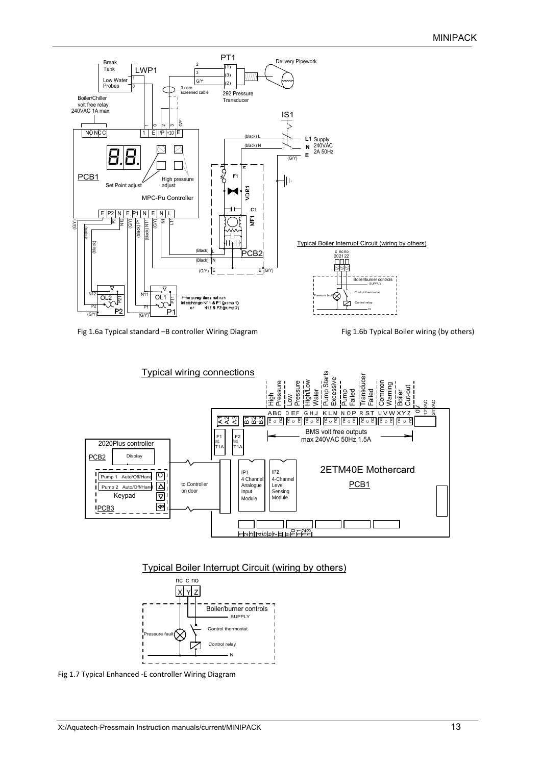Fig 1.6a Typical standard –B controller Wiring Diagram

Fig 1.6b Typical Boiler wiring (by others)

Fig 1.7 Typical Enhanced -E controller Wiring Diagram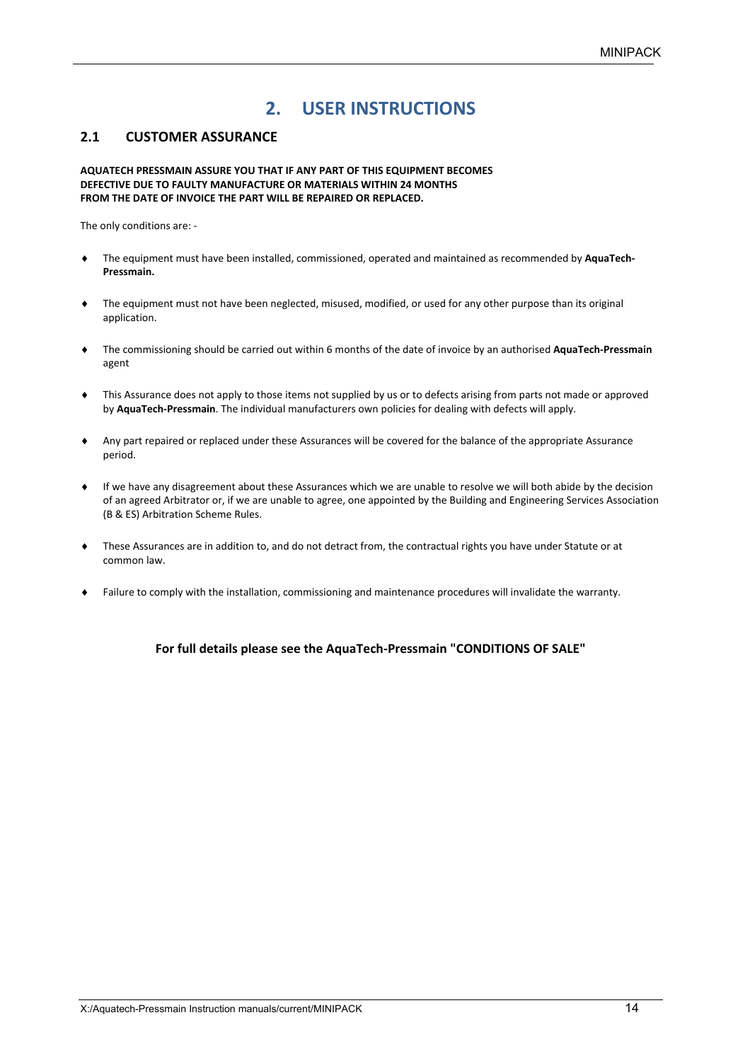# 2. USER INSTRUCTIONS

## 2.1 CUSTOMER ASSURANCE

**AQUATECH PRESSMAIN ASSURE YOU THAT IF ANY PART OF THIS EQUIPMENT BECOMES DEFECTIVE DUE TO FAULTY MANUFACTURE OR MATERIALS WITHIN 24 MONTHS FROM THE DATE OF INVOICE THE PART WILL BE REPAIRED OR REPLACED.**

The only conditions are: -

- The equipment must have been installed, commissioned, operated and maintained as recommended by **AquaTech-Pressmain.**
- The equipment must not have been neglected, misused, modified, or used for any other purpose than its original application.
- The commissioning should be carried out within 6 months of the date of invoice by an authorised **AquaTech-Pressmain** agent
- This Assurance does not apply to those items not supplied by us or to defects arising from parts not made or approved by **AquaTech-Pressmain**. The individual manufacturers own policies for dealing with defects will apply.
- Any part repaired or replaced under these Assurances will be covered for the balance of the appropriate Assurance period.
- If we have any disagreement about these Assurances which we are unable to resolve we will both abide by the decision of an agreed Arbitrator or, if we are unable to agree, one appointed by the Building and Engineering Services Association (B & ES) Arbitration Scheme Rules.
- These Assurances are in addition to, and do not detract from, the contractual rights you have under Statute or at common law.
- Failure to comply with the installation, commissioning and maintenance procedures will invalidate the warranty.

**For full details please see the AquaTech-Pressmain "CONDITIONS OF SALE"**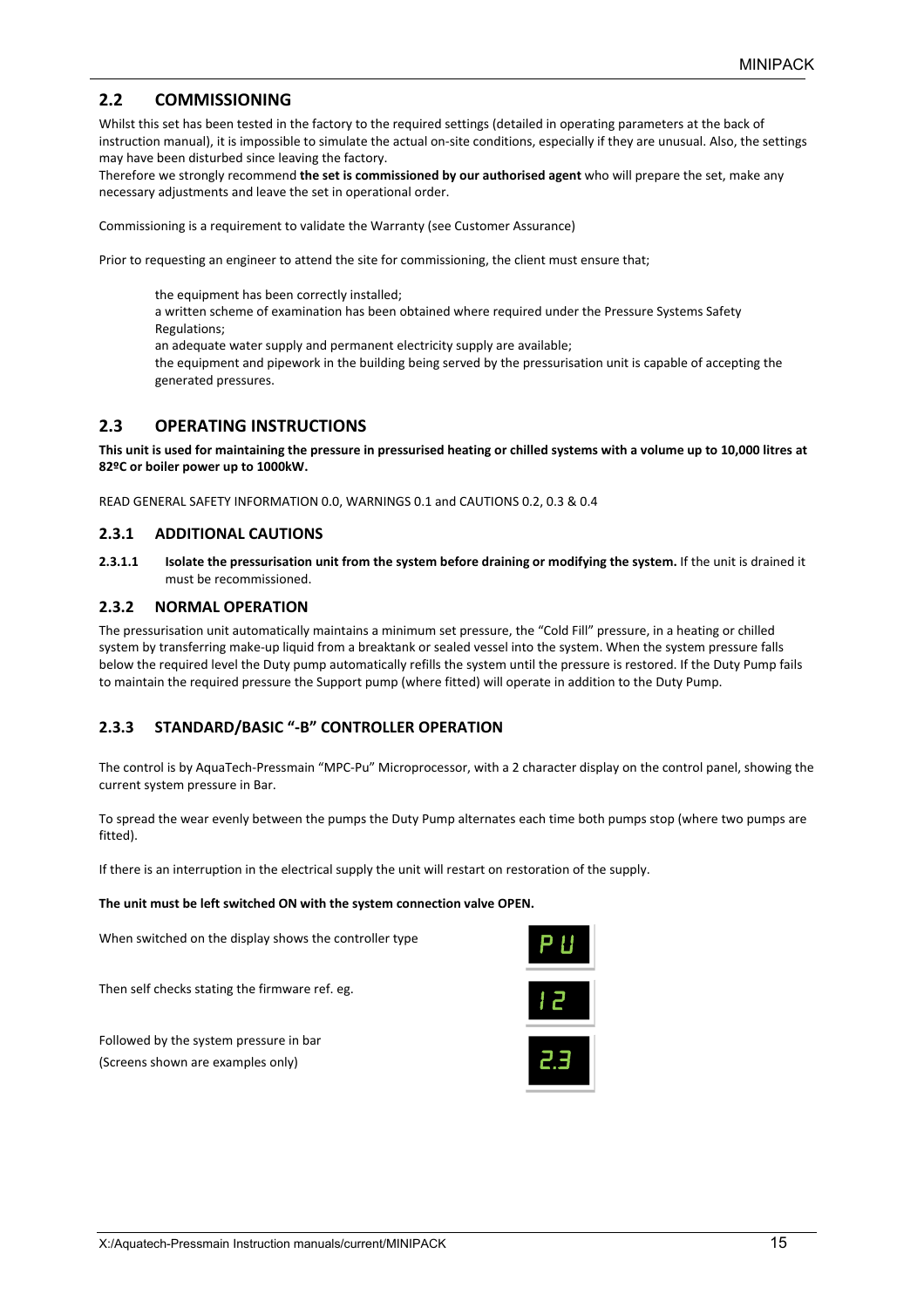## 2.2 COMMISSIONING

Whilst this set has been tested in the factory to the required settings (detailed in operating parameters at the back of instruction manual), it is impossible to simulate the actual on-site conditions, especially if they are unusual. Also, the settings may have been disturbed since leaving the factory.

Therefore we strongly recommend **the set is commissioned by our authorised agent** who will prepare the set, make any necessary adjustments and leave the set in operational order.

Commissioning is a requirement to validate the Warranty (see Customer Assurance)

Prior to requesting an engineer to attend the site for commissioning, the client must ensure that;

the equipment has been correctly installed;
a written scheme of examination has been obtained where required under the Pressure Systems Safety Regulations;
an adequate water supply and permanent electricity supply are available;
the equipment and pipework in the building being served by the pressurisation unit is capable of accepting the generated pressures.

## 2.3 OPERATING INSTRUCTIONS

**This unit is used for maintaining the pressure in pressurised heating or chilled systems with a volume up to 10,000 litres at 82ºC or boiler power up to 1000kW.**

READ GENERAL SAFETY INFORMATION 0.0, WARNINGS 0.1 and CAUTIONS 0.2, 0.3 & 0.4

### 2.3.1 ADDITIONAL CAUTIONS

**2.3.1.1** **Isolate the pressurisation unit from the system before draining or modifying the system.** If the unit is drained it must be recommissioned.

### 2.3.2 NORMAL OPERATION

The pressurisation unit automatically maintains a minimum set pressure, the "Cold Fill" pressure, in a heating or chilled system by transferring make-up liquid from a breaktank or sealed vessel into the system. When the system pressure falls below the required level the Duty pump automatically refills the system until the pressure is restored. If the Duty Pump fails to maintain the required pressure the Support pump (where fitted) will operate in addition to the Duty Pump.

### 2.3.3 STANDARD/BASIC "-B" CONTROLLER OPERATION

The control is by AquaTech-Pressmain "MPC-Pu" Microprocessor, with a 2 character display on the control panel, showing the current system pressure in Bar.

To spread the wear evenly between the pumps the Duty Pump alternates each time both pumps stop (where two pumps are fitted).

If there is an interruption in the electrical supply the unit will restart on restoration of the supply.

**The unit must be left switched ON with the system connection valve OPEN.**

When switched on the display shows the controller type — PU

Then self checks stating the firmware ref. eg. — 12

Followed by the system pressure in bar — 2.3
(Screens shown are examples only)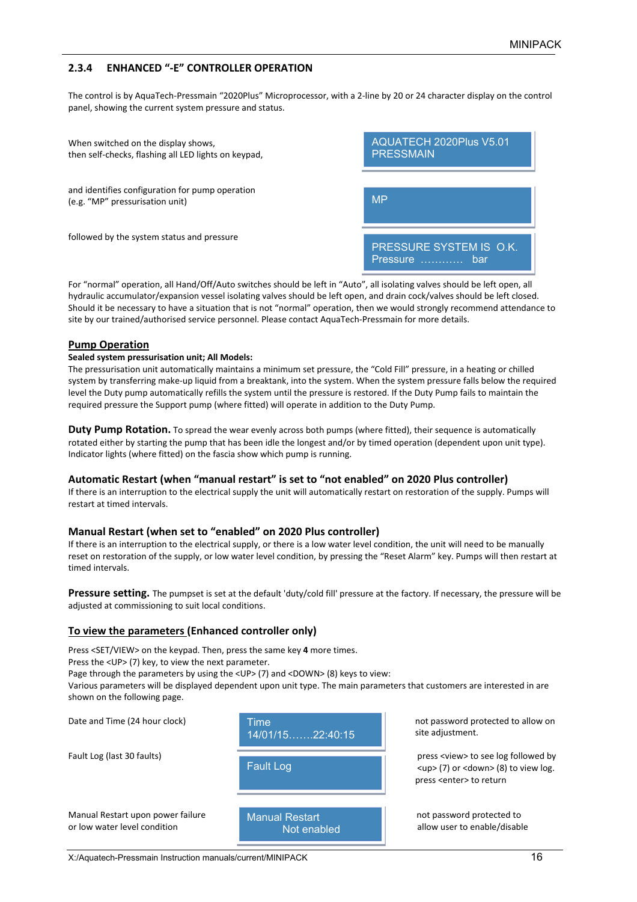## 2.3.4 ENHANCED "-E" CONTROLLER OPERATION

The control is by AquaTech-Pressmain "2020Plus" Microprocessor, with a 2-line by 20 or 24 character display on the control panel, showing the current system pressure and status.

| | |
|---|---|
| When switched on the display shows, then self-checks, flashing all LED lights on keypad, | AQUATECH 2020Plus V5.01 PRESSMAIN |
| and identifies configuration for pump operation (e.g. "MP" pressurisation unit) | MP |
| followed by the system status and pressure | PRESSURE SYSTEM IS O.K. Pressure ………… bar |

For "normal" operation, all Hand/Off/Auto switches should be left in "Auto", all isolating valves should be left open, all hydraulic accumulator/expansion vessel isolating valves should be left open, and drain cock/valves should be left closed. Should it be necessary to have a situation that is not "normal" operation, then we would strongly recommend attendance to site by our trained/authorised service personnel. Please contact AquaTech-Pressmain for more details.

### Pump Operation

**Sealed system pressurisation unit; All Models:**

The pressurisation unit automatically maintains a minimum set pressure, the "Cold Fill" pressure, in a heating or chilled system by transferring make-up liquid from a breaktank, into the system. When the system pressure falls below the required level the Duty pump automatically refills the system until the pressure is restored. If the Duty Pump fails to maintain the required pressure the Support pump (where fitted) will operate in addition to the Duty Pump.

**Duty Pump Rotation.** To spread the wear evenly across both pumps (where fitted), their sequence is automatically rotated either by starting the pump that has been idle the longest and/or by timed operation (dependent upon unit type). Indicator lights (where fitted) on the fascia show which pump is running.

**Automatic Restart (when "manual restart" is set to "not enabled" on 2020 Plus controller)**

If there is an interruption to the electrical supply the unit will automatically restart on restoration of the supply. Pumps will restart at timed intervals.

**Manual Restart (when set to "enabled" on 2020 Plus controller)**

If there is an interruption to the electrical supply, or there is a low water level condition, the unit will need to be manually reset on restoration of the supply, or low water level condition, by pressing the "Reset Alarm" key. Pumps will then restart at timed intervals.

**Pressure setting.** The pumpset is set at the default 'duty/cold fill' pressure at the factory. If necessary, the pressure will be adjusted at commissioning to suit local conditions.

### To view the parameters (Enhanced controller only)

Press <SET/VIEW> on the keypad. Then, press the same key **4** more times.
Press the <UP> (7) key, to view the next parameter.
Page through the parameters by using the <UP> (7) and <DOWN> (8) keys to view:
Various parameters will be displayed dependent upon unit type. The main parameters that customers are interested in are shown on the following page.

| | | |
|---|---|---|
| Date and Time (24 hour clock) | Time 14/01/15…….22:40:15 | not password protected to allow on site adjustment. |
| Fault Log (last 30 faults) | Fault Log | press <view> to see log followed by <up> (7) or <down> (8) to view log. press <enter> to return |
| Manual Restart upon power failure or low water level condition | Manual Restart Not enabled | not password protected to allow user to enable/disable |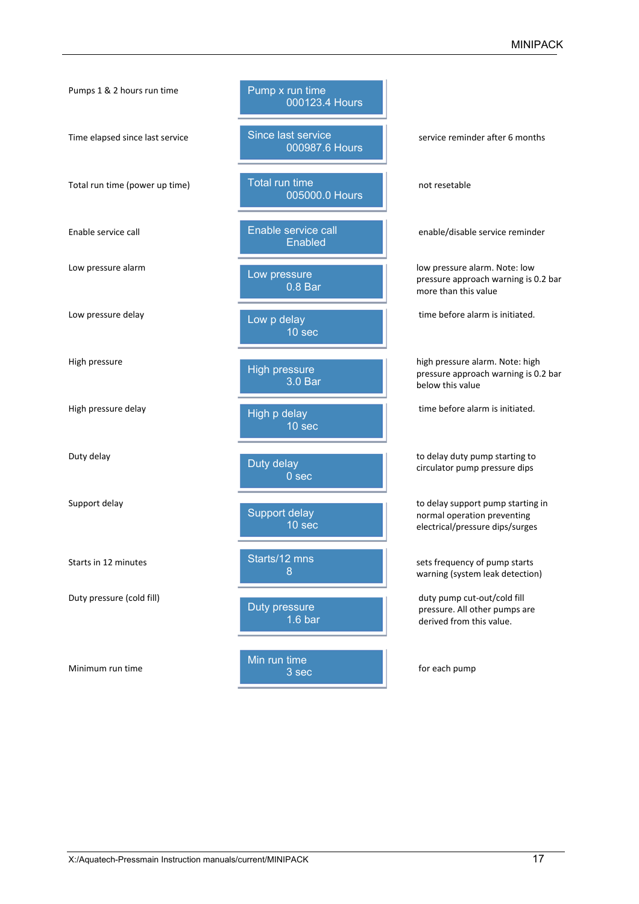| Parameter | Display | Notes |
|---|---|---|
| Pumps 1 & 2 hours run time | Pump x run time 000123.4 Hours | |
| Time elapsed since last service | Since last service 000987.6 Hours | service reminder after 6 months |
| Total run time (power up time) | Total run time 005000.0 Hours | not resetable |
| Enable service call | Enable service call Enabled | enable/disable service reminder |
| Low pressure alarm | Low pressure 0.8 Bar | low pressure alarm. Note: low pressure approach warning is 0.2 bar more than this value |
| Low pressure delay | Low p delay 10 sec | time before alarm is initiated. |
| High pressure | High pressure 3.0 Bar | high pressure alarm. Note: high pressure approach warning is 0.2 bar below this value |
| High pressure delay | High p delay 10 sec | time before alarm is initiated. |
| Duty delay | Duty delay 0 sec | to delay duty pump starting to circulator pump pressure dips |
| Support delay | Support delay 10 sec | to delay support pump starting in normal operation preventing electrical/pressure dips/surges |
| Starts in 12 minutes | Starts/12 mns 8 | sets frequency of pump starts warning (system leak detection) |
| Duty pressure (cold fill) | Duty pressure 1.6 bar | duty pump cut-out/cold fill pressure. All other pumps are derived from this value. |
| Minimum run time | Min run time 3 sec | for each pump |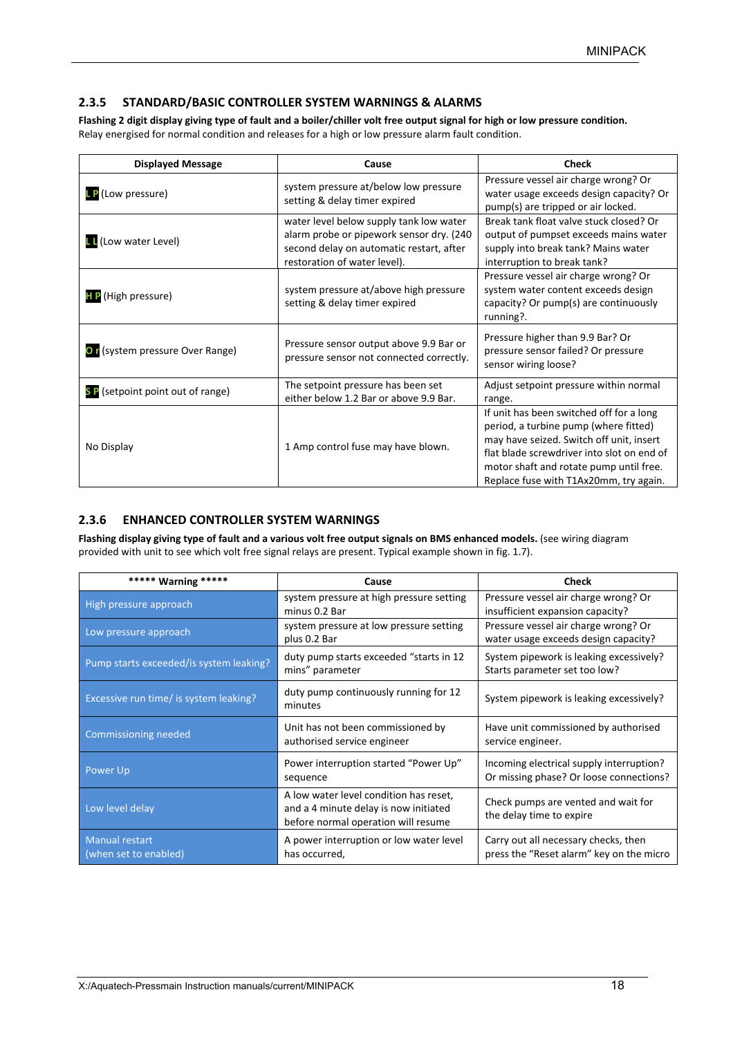## 2.3.5 STANDARD/BASIC CONTROLLER SYSTEM WARNINGS & ALARMS

**Flashing 2 digit display giving type of fault and a boiler/chiller volt free output signal for high or low pressure condition.**
Relay energised for normal condition and releases for a high or low pressure alarm fault condition.

| Displayed Message | Cause | Check |
|---|---|---|
| LP (Low pressure) | system pressure at/below low pressure setting & delay timer expired | Pressure vessel air charge wrong? Or water usage exceeds design capacity? Or pump(s) are tripped or air locked. |
| LL (Low water Level) | water level below supply tank low water alarm probe or pipework sensor dry. (240 second delay on automatic restart, after restoration of water level). | Break tank float valve stuck closed? Or output of pumpset exceeds mains water supply into break tank? Mains water interruption to break tank? |
| HP (High pressure) | system pressure at/above high pressure setting & delay timer expired | Pressure vessel air charge wrong? Or system water content exceeds design capacity? Or pump(s) are continuously running?. |
| Or (system pressure Over Range) | Pressure sensor output above 9.9 Bar or pressure sensor not connected correctly. | Pressure higher than 9.9 Bar? Or pressure sensor failed? Or pressure sensor wiring loose? |
| SP (setpoint point out of range) | The setpoint pressure has been set either below 1.2 Bar or above 9.9 Bar. | Adjust setpoint pressure within normal range. |
| No Display | 1 Amp control fuse may have blown. | If unit has been switched off for a long period, a turbine pump (where fitted) may have seized. Switch off unit, insert flat blade screwdriver into slot on end of motor shaft and rotate pump until free. Replace fuse with T1Ax20mm, try again. |

## 2.3.6 ENHANCED CONTROLLER SYSTEM WARNINGS

**Flashing display giving type of fault and a various volt free output signals on BMS enhanced models.** (see wiring diagram provided with unit to see which volt free signal relays are present. Typical example shown in fig. 1.7).

| ***** Warning ***** | Cause | Check |
|---|---|---|
| High pressure approach | system pressure at high pressure setting minus 0.2 Bar | Pressure vessel air charge wrong? Or insufficient expansion capacity? |
| Low pressure approach | system pressure at low pressure setting plus 0.2 Bar | Pressure vessel air charge wrong? Or water usage exceeds design capacity? |
| Pump starts exceeded/is system leaking? | duty pump starts exceeded "starts in 12 mins" parameter | System pipework is leaking excessively? Starts parameter set too low? |
| Excessive run time/ is system leaking? | duty pump continuously running for 12 minutes | System pipework is leaking excessively? |
| Commissioning needed | Unit has not been commissioned by authorised service engineer | Have unit commissioned by authorised service engineer. |
| Power Up | Power interruption started "Power Up" sequence | Incoming electrical supply interruption? Or missing phase? Or loose connections? |
| Low level delay | A low water level condition has reset, and a 4 minute delay is now initiated before normal operation will resume | Check pumps are vented and wait for the delay time to expire |
| Manual restart (when set to enabled) | A power interruption or low water level has occurred, | Carry out all necessary checks, then press the "Reset alarm" key on the micro |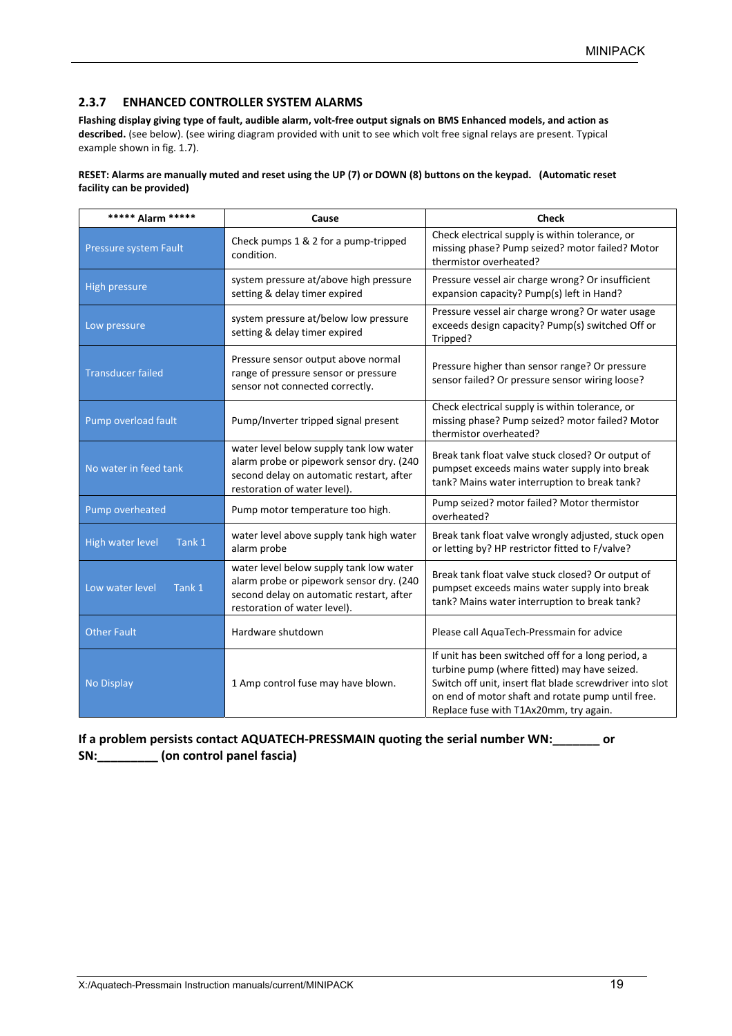## 2.3.7 ENHANCED CONTROLLER SYSTEM ALARMS

**Flashing display giving type of fault, audible alarm, volt-free output signals on BMS Enhanced models, and action as described.** (see below). (see wiring diagram provided with unit to see which volt free signal relays are present. Typical example shown in fig. 1.7).

**RESET: Alarms are manually muted and reset using the UP (7) or DOWN (8) buttons on the keypad. (Automatic reset facility can be provided)**

| ***** Alarm ***** | Cause | Check |
|---|---|---|
| Pressure system Fault | Check pumps 1 & 2 for a pump-tripped condition. | Check electrical supply is within tolerance, or missing phase? Pump seized? motor failed? Motor thermistor overheated? |
| High pressure | system pressure at/above high pressure setting & delay timer expired | Pressure vessel air charge wrong? Or insufficient expansion capacity? Pump(s) left in Hand? |
| Low pressure | system pressure at/below low pressure setting & delay timer expired | Pressure vessel air charge wrong? Or water usage exceeds design capacity? Pump(s) switched Off or Tripped? |
| Transducer failed | Pressure sensor output above normal range of pressure sensor or pressure sensor not connected correctly. | Pressure higher than sensor range? Or pressure sensor failed? Or pressure sensor wiring loose? |
| Pump overload fault | Pump/Inverter tripped signal present | Check electrical supply is within tolerance, or missing phase? Pump seized? motor failed? Motor thermistor overheated? |
| No water in feed tank | water level below supply tank low water alarm probe or pipework sensor dry. (240 second delay on automatic restart, after restoration of water level). | Break tank float valve stuck closed? Or output of pumpset exceeds mains water supply into break tank? Mains water interruption to break tank? |
| Pump overheated | Pump motor temperature too high. | Pump seized? motor failed? Motor thermistor overheated? |
| High water level Tank 1 | water level above supply tank high water alarm probe | Break tank float valve wrongly adjusted, stuck open or letting by? HP restrictor fitted to F/valve? |
| Low water level Tank 1 | water level below supply tank low water alarm probe or pipework sensor dry. (240 second delay on automatic restart, after restoration of water level). | Break tank float valve stuck closed? Or output of pumpset exceeds mains water supply into break tank? Mains water interruption to break tank? |
| Other Fault | Hardware shutdown | Please call AquaTech-Pressmain for advice |
| No Display | 1 Amp control fuse may have blown. | If unit has been switched off for a long period, a turbine pump (where fitted) may have seized. Switch off unit, insert flat blade screwdriver into slot on end of motor shaft and rotate pump until free. Replace fuse with T1Ax20mm, try again. |

**If a problem persists contact AQUATECH-PRESSMAIN quoting the serial number WN:_______ or SN:_________ (on control panel fascia)**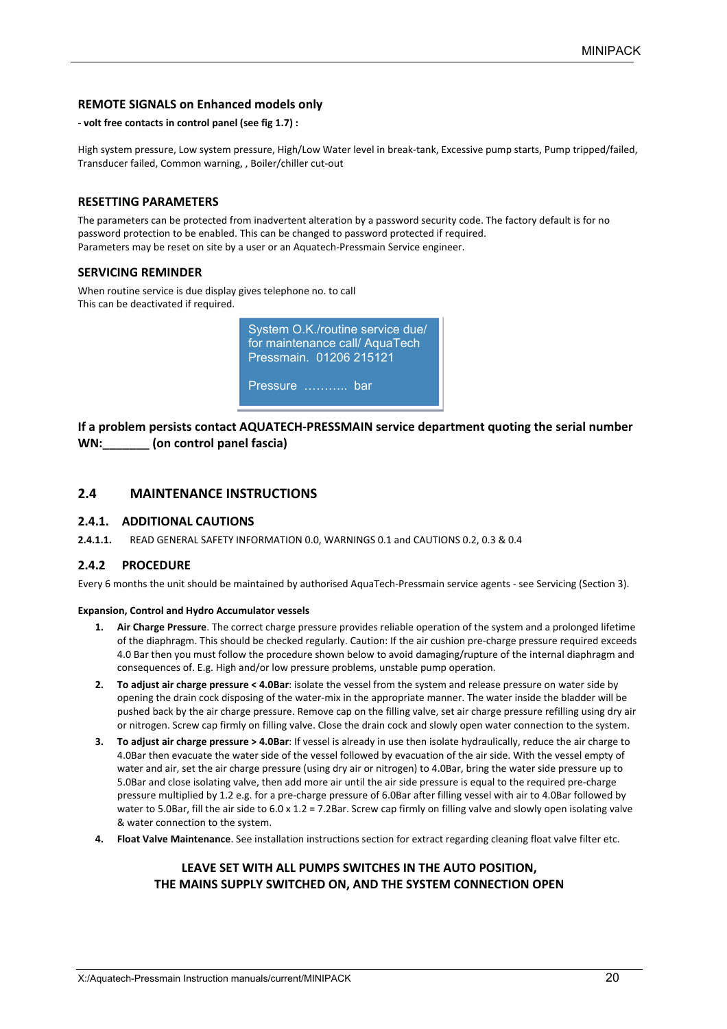## REMOTE SIGNALS on Enhanced models only

**- volt free contacts in control panel (see fig 1.7) :**

High system pressure, Low system pressure, High/Low Water level in break-tank, Excessive pump starts, Pump tripped/failed, Transducer failed, Common warning, , Boiler/chiller cut-out

## RESETTING PARAMETERS

The parameters can be protected from inadvertent alteration by a password security code. The factory default is for no password protection to be enabled. This can be changed to password protected if required.
Parameters may be reset on site by a user or an Aquatech-Pressmain Service engineer.

## SERVICING REMINDER

When routine service is due display gives telephone no. to call
This can be deactivated if required.

System O.K./routine service due/ for maintenance call/ AquaTech Pressmain. 01206 215121

Pressure ……….. bar

**If a problem persists contact AQUATECH-PRESSMAIN service department quoting the serial number WN:_______ (on control panel fascia)**

## 2.4 MAINTENANCE INSTRUCTIONS

### 2.4.1. ADDITIONAL CAUTIONS

**2.4.1.1.** READ GENERAL SAFETY INFORMATION 0.0, WARNINGS 0.1 and CAUTIONS 0.2, 0.3 & 0.4

### 2.4.2 PROCEDURE

Every 6 months the unit should be maintained by authorised AquaTech-Pressmain service agents - see Servicing (Section 3).

**Expansion, Control and Hydro Accumulator vessels**

1. **Air Charge Pressure**. The correct charge pressure provides reliable operation of the system and a prolonged lifetime of the diaphragm. This should be checked regularly. Caution: If the air cushion pre-charge pressure required exceeds 4.0 Bar then you must follow the procedure shown below to avoid damaging/rupture of the internal diaphragm and consequences of. E.g. High and/or low pressure problems, unstable pump operation.
2. **To adjust air charge pressure < 4.0Bar**: isolate the vessel from the system and release pressure on water side by opening the drain cock disposing of the water-mix in the appropriate manner. The water inside the bladder will be pushed back by the air charge pressure. Remove cap on the filling valve, set air charge pressure refilling using dry air or nitrogen. Screw cap firmly on filling valve. Close the drain cock and slowly open water connection to the system.
3. **To adjust air charge pressure > 4.0Bar**: If vessel is already in use then isolate hydraulically, reduce the air charge to 4.0Bar then evacuate the water side of the vessel followed by evacuation of the air side. With the vessel empty of water and air, set the air charge pressure (using dry air or nitrogen) to 4.0Bar, bring the water side pressure up to 5.0Bar and close isolating valve, then add more air until the air side pressure is equal to the required pre-charge pressure multiplied by 1.2 e.g. for a pre-charge pressure of 6.0Bar after filling vessel with air to 4.0Bar followed by water to 5.0Bar, fill the air side to 6.0 x 1.2 = 7.2Bar. Screw cap firmly on filling valve and slowly open isolating valve & water connection to the system.
4. **Float Valve Maintenance**. See installation instructions section for extract regarding cleaning float valve filter etc.

**LEAVE SET WITH ALL PUMPS SWITCHES IN THE AUTO POSITION, THE MAINS SUPPLY SWITCHED ON, AND THE SYSTEM CONNECTION OPEN**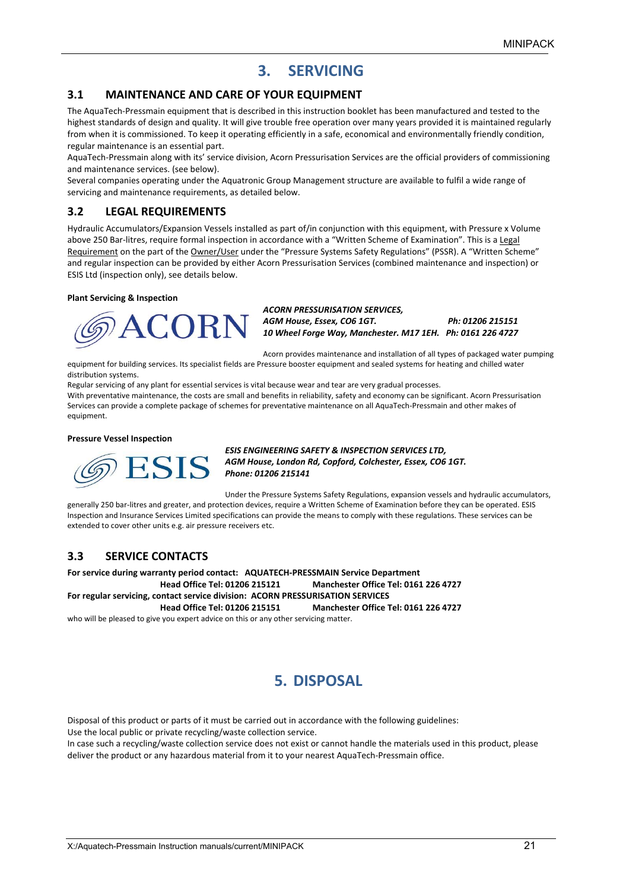# 3. SERVICING

## 3.1 MAINTENANCE AND CARE OF YOUR EQUIPMENT

The AquaTech-Pressmain equipment that is described in this instruction booklet has been manufactured and tested to the highest standards of design and quality. It will give trouble free operation over many years provided it is maintained regularly from when it is commissioned. To keep it operating efficiently in a safe, economical and environmentally friendly condition, regular maintenance is an essential part.

AquaTech-Pressmain along with its' service division, Acorn Pressurisation Services are the official providers of commissioning and maintenance services. (see below).

Several companies operating under the Aquatronic Group Management structure are available to fulfil a wide range of servicing and maintenance requirements, as detailed below.

## 3.2 LEGAL REQUIREMENTS

Hydraulic Accumulators/Expansion Vessels installed as part of/in conjunction with this equipment, with Pressure x Volume above 250 Bar-litres, require formal inspection in accordance with a "Written Scheme of Examination". This is a Legal Requirement on the part of the Owner/User under the "Pressure Systems Safety Regulations" (PSSR). A "Written Scheme" and regular inspection can be provided by either Acorn Pressurisation Services (combined maintenance and inspection) or ESIS Ltd (inspection only), see details below.

**Plant Servicing & Inspection**

ACORN

***ACORN PRESSURISATION SERVICES,***
***AGM House, Essex, CO6 1GT. Ph: 01206 215151***
***10 Wheel Forge Way, Manchester. M17 1EH. Ph: 0161 226 4727***

Acorn provides maintenance and installation of all types of packaged water pumping equipment for building services. Its specialist fields are Pressure booster equipment and sealed systems for heating and chilled water distribution systems.

Regular servicing of any plant for essential services is vital because wear and tear are very gradual processes.

With preventative maintenance, the costs are small and benefits in reliability, safety and economy can be significant. Acorn Pressurisation Services can provide a complete package of schemes for preventative maintenance on all AquaTech-Pressmain and other makes of equipment.

**Pressure Vessel Inspection**

ESIS

***ESIS ENGINEERING SAFETY & INSPECTION SERVICES LTD,***
***AGM House, London Rd, Copford, Colchester, Essex, CO6 1GT.***
***Phone: 01206 215141***

Under the Pressure Systems Safety Regulations, expansion vessels and hydraulic accumulators, generally 250 bar-litres and greater, and protection devices, require a Written Scheme of Examination before they can be operated. ESIS Inspection and Insurance Services Limited specifications can provide the means to comply with these regulations. These services can be extended to cover other units e.g. air pressure receivers etc.

## 3.3 SERVICE CONTACTS

**For service during warranty period contact: AQUATECH-PRESSMAIN Service Department**
**Head Office Tel: 01206 215121 Manchester Office Tel: 0161 226 4727**
**For regular servicing, contact service division: ACORN PRESSURISATION SERVICES**
**Head Office Tel: 01206 215151 Manchester Office Tel: 0161 226 4727**
who will be pleased to give you expert advice on this or any other servicing matter.

# 5. DISPOSAL

Disposal of this product or parts of it must be carried out in accordance with the following guidelines:
Use the local public or private recycling/waste collection service.
In case such a recycling/waste collection service does not exist or cannot handle the materials used in this product, please deliver the product or any hazardous material from it to your nearest AquaTech-Pressmain office.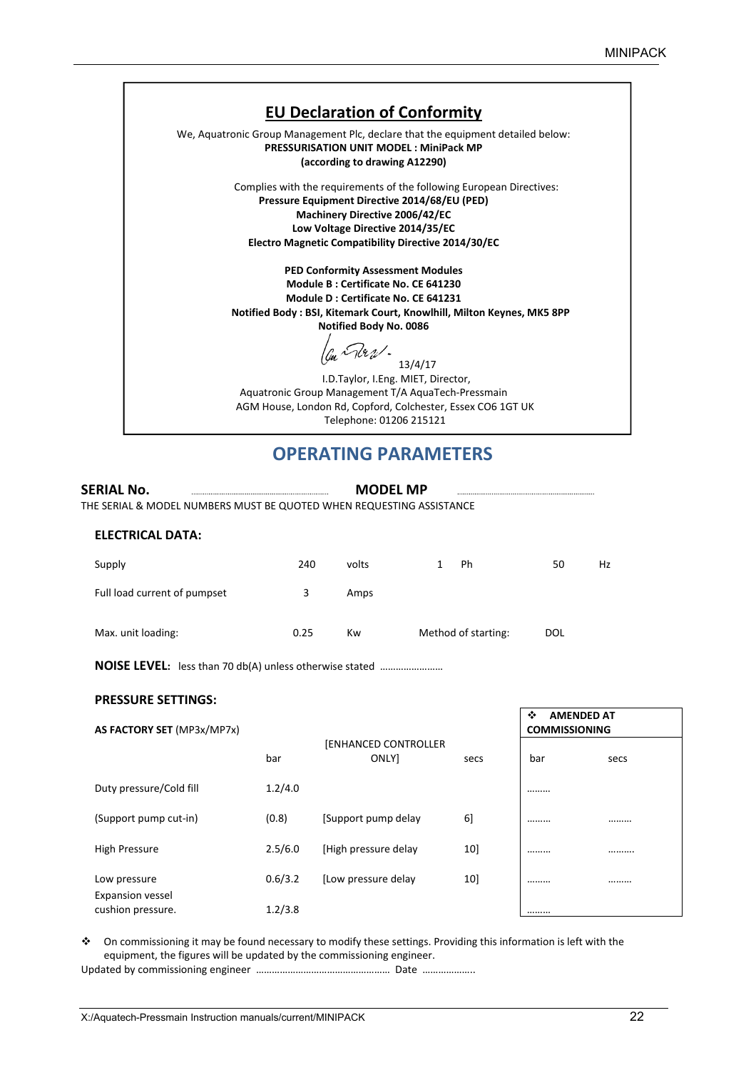## EU Declaration of Conformity

We, Aquatronic Group Management Plc, declare that the equipment detailed below:
**PRESSURISATION UNIT MODEL : MiniPack MP**
**(according to drawing A12290)**

Complies with the requirements of the following European Directives:
**Pressure Equipment Directive 2014/68/EU (PED)**
**Machinery Directive 2006/42/EC**
**Low Voltage Directive 2014/35/EC**
**Electro Magnetic Compatibility Directive 2014/30/EC**

**PED Conformity Assessment Modules**
**Module B : Certificate No. CE 641230**
**Module D : Certificate No. CE 641231**
**Notified Body : BSI, Kitemark Court, Knowlhill, Milton Keynes, MK5 8PP**
**Notified Body No. 0086**

13/4/17
I.D.Taylor, I.Eng. MIET, Director,
Aquatronic Group Management T/A AquaTech-Pressmain
AGM House, London Rd, Copford, Colchester, Essex CO6 1GT UK
Telephone: 01206 215121

# OPERATING PARAMETERS

**SERIAL No.** ................................ **MODEL MP** ................................

THE SERIAL & MODEL NUMBERS MUST BE QUOTED WHEN REQUESTING ASSISTANCE

### ELECTRICAL DATA:

| | | | | | | |
|---|---|---|---|---|---|---|
| Supply | 240 | volts | 1 | Ph | 50 | Hz |
| Full load current of pumpset | 3 | Amps | | | | |
| Max. unit loading: | 0.25 | Kw | Method of starting: | | DOL | |

**NOISE LEVEL:** less than 70 db(A) unless otherwise stated ........................

### PRESSURE SETTINGS:

| **AS FACTORY SET** (MP3x/MP7x) | bar | [ENHANCED CONTROLLER ONLY] | secs | ❖ **AMENDED AT COMMISSIONING** bar | secs |
|---|---|---|---|---|---|
| Duty pressure/Cold fill | 1.2/4.0 | | | ......... | |
| (Support pump cut-in) | (0.8) | [Support pump delay | 6] | ......... | ......... |
| High Pressure | 2.5/6.0 | [High pressure delay | 10] | ......... | .......... |
| Low pressure | 0.6/3.2 | [Low pressure delay | 10] | ......... | ......... |
| Expansion vessel cushion pressure. | 1.2/3.8 | | | ......... | |

❖ On commissioning it may be found necessary to modify these settings. Providing this information is left with the equipment, the figures will be updated by the commissioning engineer.

Updated by commissioning engineer .................................................. Date ....................

X:/Aquatech-Pressmain Instruction manuals/current/MINIPACK